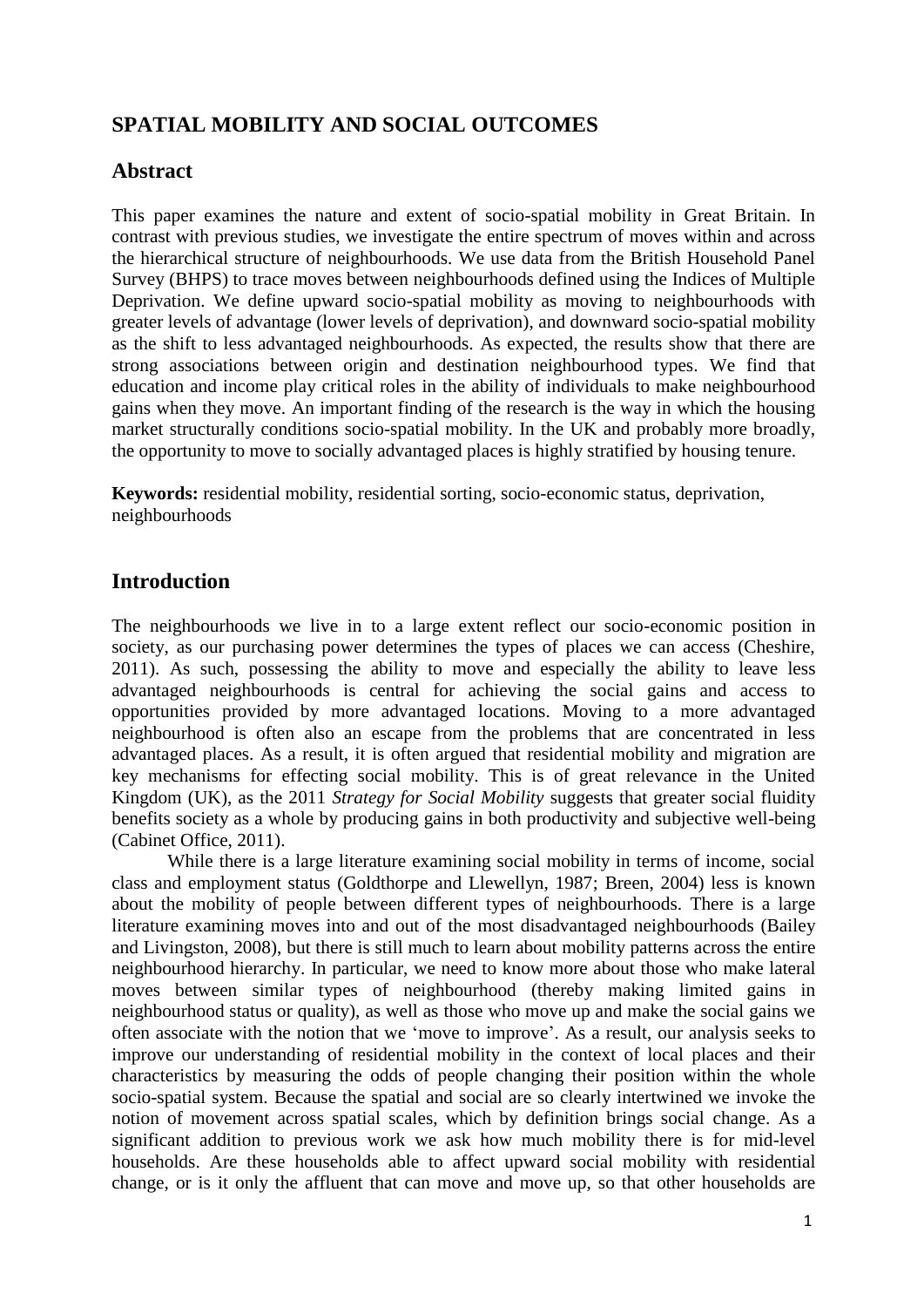## SPATIAL MOBILITY AND SOCIAL OUTCOMES

## Abstract

This paper examines the nature and extent of socio-spatial mobility in Great Britain. In contrast with previous studies, we investigate the entire spectrum of moves within and across the hierarchical structure of neighbourhoods. We use data from the British Household Panel Survey (BHPS) to trace moves between neighbourhoods defined using the Indices of Multiple Deprivation. We define upward socio-spatial mobility as moving to neighbourhoods with greater levels of advantage (lower levels of deprivation), and downward socio-spatial mobility as the shift to less advantaged neighbourhoods. As expected, the results show that there are strong associations between origin and destination neighbourhood types. We find that education and income play critical roles in the ability of individuals to make neighbourhood gains when they move. An important finding of the research is the way in which the housing market structurally conditions socio-spatial mobility. In the UK and probably more broadly, the opportunity to move to socially advantaged places is highly stratified by housing tenure.

**Keywords:** residential mobility, residential sorting, socio-economic status, deprivation, neighbourhoods

## Introduction

The neighbourhoods we live in to a large extent reflect our socio-economic position in society, as our purchasing power determines the types of places we can access (Cheshire, 2011). As such, possessing the ability to move and especially the ability to leave less advantaged neighbourhoods is central for achieving the social gains and access to opportunities provided by more advantaged locations. Moving to a more advantaged neighbourhood is often also an escape from the problems that are concentrated in less advantaged places. As a result, it is often argued that residential mobility and migration are key mechanisms for effecting social mobility. This is of great relevance in the United Kingdom (UK), as the 2011 *Strategy for Social Mobility* suggests that greater social fluidity benefits society as a whole by producing gains in both productivity and subjective well-being (Cabinet Office, 2011).

While there is a large literature examining social mobility in terms of income, social class and employment status (Goldthorpe and Llewellyn, 1987; Breen, 2004) less is known about the mobility of people between different types of neighbourhoods. There is a large literature examining moves into and out of the most disadvantaged neighbourhoods (Bailey and Livingston, 2008), but there is still much to learn about mobility patterns across the entire neighbourhood hierarchy. In particular, we need to know more about those who make lateral moves between similar types of neighbourhood (thereby making limited gains in neighbourhood status or quality), as well as those who move up and make the social gains we often associate with the notion that we 'move to improve'. As a result, our analysis seeks to improve our understanding of residential mobility in the context of local places and their characteristics by measuring the odds of people changing their position within the whole socio-spatial system. Because the spatial and social are so clearly intertwined we invoke the notion of movement across spatial scales, which by definition brings social change. As a significant addition to previous work we ask how much mobility there is for mid-level households. Are these households able to affect upward social mobility with residential change, or is it only the affluent that can move and move up, so that other households are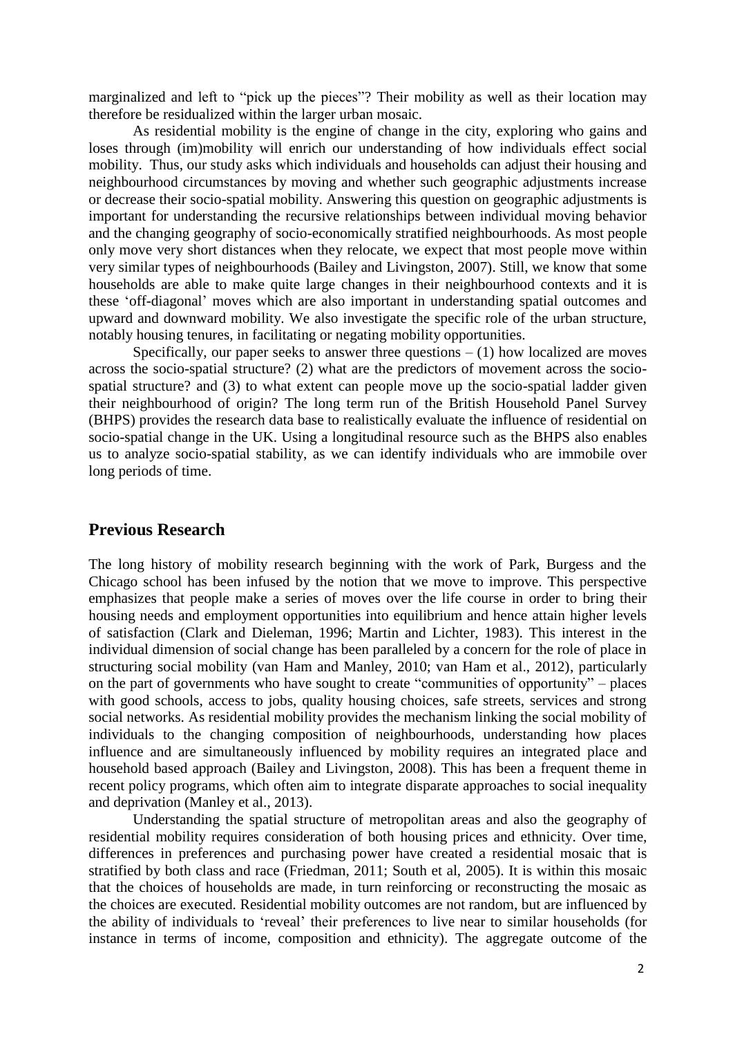marginalized and left to "pick up the pieces"? Their mobility as well as their location may therefore be residualized within the larger urban mosaic.

As residential mobility is the engine of change in the city, exploring who gains and loses through (im)mobility will enrich our understanding of how individuals effect social mobility. Thus, our study asks which individuals and households can adjust their housing and neighbourhood circumstances by moving and whether such geographic adjustments increase or decrease their socio-spatial mobility. Answering this question on geographic adjustments is important for understanding the recursive relationships between individual moving behavior and the changing geography of socio-economically stratified neighbourhoods. As most people only move very short distances when they relocate, we expect that most people move within very similar types of neighbourhoods (Bailey and Livingston, 2007). Still, we know that some households are able to make quite large changes in their neighbourhood contexts and it is these 'off-diagonal' moves which are also important in understanding spatial outcomes and upward and downward mobility. We also investigate the specific role of the urban structure, notably housing tenures, in facilitating or negating mobility opportunities.

Specifically, our paper seeks to answer three questions – (1) how localized are moves across the socio-spatial structure? (2) what are the predictors of movement across the socio-spatial structure? and (3) to what extent can people move up the socio-spatial ladder given their neighbourhood of origin? The long term run of the British Household Panel Survey (BHPS) provides the research data base to realistically evaluate the influence of residential on socio-spatial change in the UK. Using a longitudinal resource such as the BHPS also enables us to analyze socio-spatial stability, as we can identify individuals who are immobile over long periods of time.

## Previous Research

The long history of mobility research beginning with the work of Park, Burgess and the Chicago school has been infused by the notion that we move to improve. This perspective emphasizes that people make a series of moves over the life course in order to bring their housing needs and employment opportunities into equilibrium and hence attain higher levels of satisfaction (Clark and Dieleman, 1996; Martin and Lichter, 1983). This interest in the individual dimension of social change has been paralleled by a concern for the role of place in structuring social mobility (van Ham and Manley, 2010; van Ham et al., 2012), particularly on the part of governments who have sought to create "communities of opportunity" – places with good schools, access to jobs, quality housing choices, safe streets, services and strong social networks. As residential mobility provides the mechanism linking the social mobility of individuals to the changing composition of neighbourhoods, understanding how places influence and are simultaneously influenced by mobility requires an integrated place and household based approach (Bailey and Livingston, 2008). This has been a frequent theme in recent policy programs, which often aim to integrate disparate approaches to social inequality and deprivation (Manley et al., 2013).

Understanding the spatial structure of metropolitan areas and also the geography of residential mobility requires consideration of both housing prices and ethnicity. Over time, differences in preferences and purchasing power have created a residential mosaic that is stratified by both class and race (Friedman, 2011; South et al, 2005). It is within this mosaic that the choices of households are made, in turn reinforcing or reconstructing the mosaic as the choices are executed. Residential mobility outcomes are not random, but are influenced by the ability of individuals to 'reveal' their preferences to live near to similar households (for instance in terms of income, composition and ethnicity). The aggregate outcome of the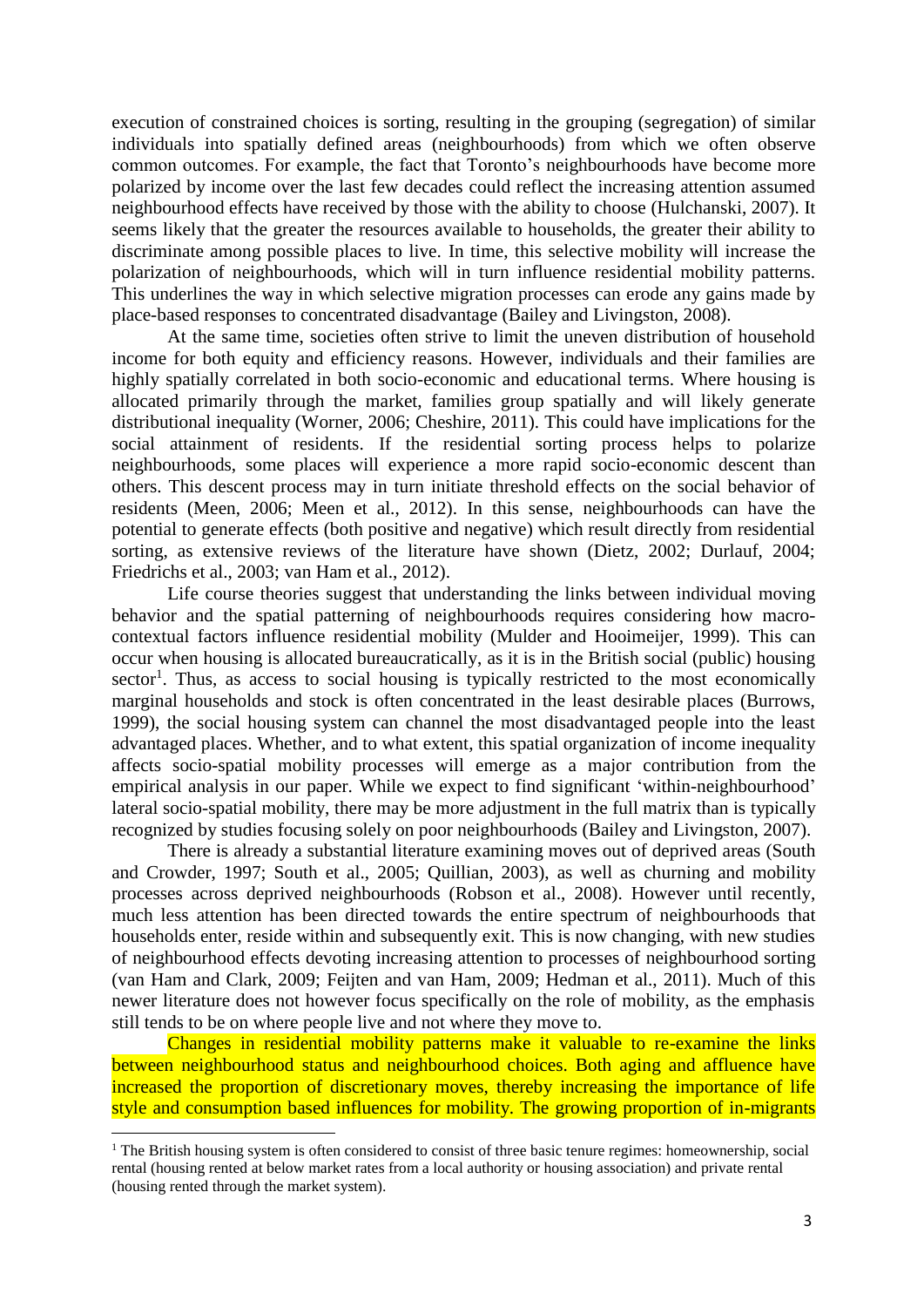execution of constrained choices is sorting, resulting in the grouping (segregation) of similar individuals into spatially defined areas (neighbourhoods) from which we often observe common outcomes. For example, the fact that Toronto's neighbourhoods have become more polarized by income over the last few decades could reflect the increasing attention assumed neighbourhood effects have received by those with the ability to choose (Hulchanski, 2007). It seems likely that the greater the resources available to households, the greater their ability to discriminate among possible places to live. In time, this selective mobility will increase the polarization of neighbourhoods, which will in turn influence residential mobility patterns. This underlines the way in which selective migration processes can erode any gains made by place-based responses to concentrated disadvantage (Bailey and Livingston, 2008).

At the same time, societies often strive to limit the uneven distribution of household income for both equity and efficiency reasons. However, individuals and their families are highly spatially correlated in both socio-economic and educational terms. Where housing is allocated primarily through the market, families group spatially and will likely generate distributional inequality (Worner, 2006; Cheshire, 2011). This could have implications for the social attainment of residents. If the residential sorting process helps to polarize neighbourhoods, some places will experience a more rapid socio-economic descent than others. This descent process may in turn initiate threshold effects on the social behavior of residents (Meen, 2006; Meen et al., 2012). In this sense, neighbourhoods can have the potential to generate effects (both positive and negative) which result directly from residential sorting, as extensive reviews of the literature have shown (Dietz, 2002; Durlauf, 2004; Friedrichs et al., 2003; van Ham et al., 2012).

Life course theories suggest that understanding the links between individual moving behavior and the spatial patterning of neighbourhoods requires considering how macro-contextual factors influence residential mobility (Mulder and Hooimeijer, 1999). This can occur when housing is allocated bureaucratically, as it is in the British social (public) housing sector[1]. Thus, as access to social housing is typically restricted to the most economically marginal households and stock is often concentrated in the least desirable places (Burrows, 1999), the social housing system can channel the most disadvantaged people into the least advantaged places. Whether, and to what extent, this spatial organization of income inequality affects socio-spatial mobility processes will emerge as a major contribution from the empirical analysis in our paper. While we expect to find significant 'within-neighbourhood' lateral socio-spatial mobility, there may be more adjustment in the full matrix than is typically recognized by studies focusing solely on poor neighbourhoods (Bailey and Livingston, 2007).

There is already a substantial literature examining moves out of deprived areas (South and Crowder, 1997; South et al., 2005; Quillian, 2003), as well as churning and mobility processes across deprived neighbourhoods (Robson et al., 2008). However until recently, much less attention has been directed towards the entire spectrum of neighbourhoods that households enter, reside within and subsequently exit. This is now changing, with new studies of neighbourhood effects devoting increasing attention to processes of neighbourhood sorting (van Ham and Clark, 2009; Feijten and van Ham, 2009; Hedman et al., 2011). Much of this newer literature does not however focus specifically on the role of mobility, as the emphasis still tends to be on where people live and not where they move to.

Changes in residential mobility patterns make it valuable to re-examine the links between neighbourhood status and neighbourhood choices. Both aging and affluence have increased the proportion of discretionary moves, thereby increasing the importance of life style and consumption based influences for mobility. The growing proportion of in-migrants

---

[1] The British housing system is often considered to consist of three basic tenure regimes: homeownership, social rental (housing rented at below market rates from a local authority or housing association) and private rental (housing rented through the market system).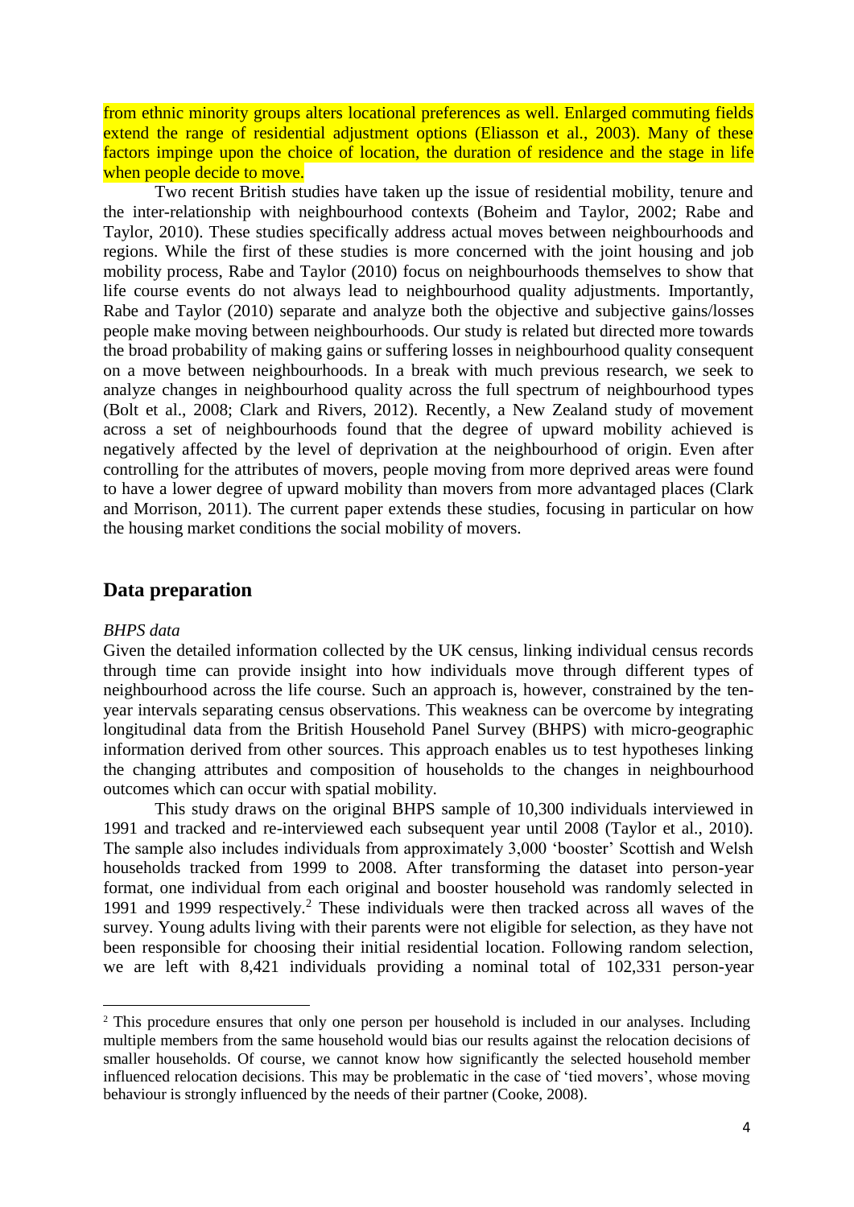from ethnic minority groups alters locational preferences as well. Enlarged commuting fields extend the range of residential adjustment options (Eliasson et al., 2003). Many of these factors impinge upon the choice of location, the duration of residence and the stage in life when people decide to move.

Two recent British studies have taken up the issue of residential mobility, tenure and the inter-relationship with neighbourhood contexts (Boheim and Taylor, 2002; Rabe and Taylor, 2010). These studies specifically address actual moves between neighbourhoods and regions. While the first of these studies is more concerned with the joint housing and job mobility process, Rabe and Taylor (2010) focus on neighbourhoods themselves to show that life course events do not always lead to neighbourhood quality adjustments. Importantly, Rabe and Taylor (2010) separate and analyze both the objective and subjective gains/losses people make moving between neighbourhoods. Our study is related but directed more towards the broad probability of making gains or suffering losses in neighbourhood quality consequent on a move between neighbourhoods. In a break with much previous research, we seek to analyze changes in neighbourhood quality across the full spectrum of neighbourhood types (Bolt et al., 2008; Clark and Rivers, 2012). Recently, a New Zealand study of movement across a set of neighbourhoods found that the degree of upward mobility achieved is negatively affected by the level of deprivation at the neighbourhood of origin. Even after controlling for the attributes of movers, people moving from more deprived areas were found to have a lower degree of upward mobility than movers from more advantaged places (Clark and Morrison, 2011). The current paper extends these studies, focusing in particular on how the housing market conditions the social mobility of movers.

## Data preparation

*BHPS data*

Given the detailed information collected by the UK census, linking individual census records through time can provide insight into how individuals move through different types of neighbourhood across the life course. Such an approach is, however, constrained by the ten-year intervals separating census observations. This weakness can be overcome by integrating longitudinal data from the British Household Panel Survey (BHPS) with micro-geographic information derived from other sources. This approach enables us to test hypotheses linking the changing attributes and composition of households to the changes in neighbourhood outcomes which can occur with spatial mobility.

This study draws on the original BHPS sample of 10,300 individuals interviewed in 1991 and tracked and re-interviewed each subsequent year until 2008 (Taylor et al., 2010). The sample also includes individuals from approximately 3,000 'booster' Scottish and Welsh households tracked from 1999 to 2008. After transforming the dataset into person-year format, one individual from each original and booster household was randomly selected in 1991 and 1999 respectively.[2] These individuals were then tracked across all waves of the survey. Young adults living with their parents were not eligible for selection, as they have not been responsible for choosing their initial residential location. Following random selection, we are left with 8,421 individuals providing a nominal total of 102,331 person-year

[2] This procedure ensures that only one person per household is included in our analyses. Including multiple members from the same household would bias our results against the relocation decisions of smaller households. Of course, we cannot know how significantly the selected household member influenced relocation decisions. This may be problematic in the case of 'tied movers', whose moving behaviour is strongly influenced by the needs of their partner (Cooke, 2008).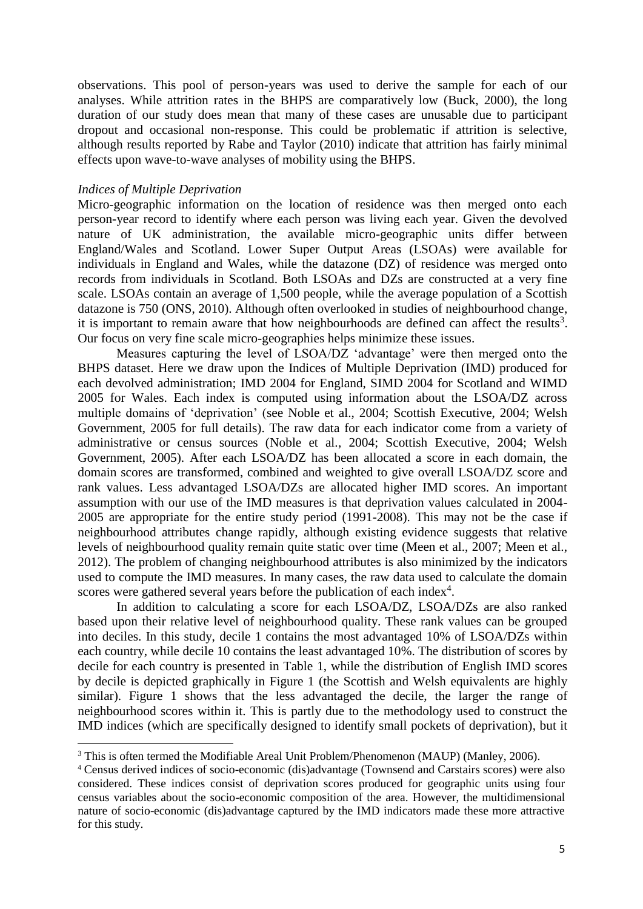observations. This pool of person-years was used to derive the sample for each of our analyses. While attrition rates in the BHPS are comparatively low (Buck, 2000), the long duration of our study does mean that many of these cases are unusable due to participant dropout and occasional non-response. This could be problematic if attrition is selective, although results reported by Rabe and Taylor (2010) indicate that attrition has fairly minimal effects upon wave-to-wave analyses of mobility using the BHPS.

*Indices of Multiple Deprivation*

Micro-geographic information on the location of residence was then merged onto each person-year record to identify where each person was living each year. Given the devolved nature of UK administration, the available micro-geographic units differ between England/Wales and Scotland. Lower Super Output Areas (LSOAs) were available for individuals in England and Wales, while the datazone (DZ) of residence was merged onto records from individuals in Scotland. Both LSOAs and DZs are constructed at a very fine scale. LSOAs contain an average of 1,500 people, while the average population of a Scottish datazone is 750 (ONS, 2010). Although often overlooked in studies of neighbourhood change, it is important to remain aware that how neighbourhoods are defined can affect the results[3]. Our focus on very fine scale micro-geographies helps minimize these issues.

Measures capturing the level of LSOA/DZ 'advantage' were then merged onto the BHPS dataset. Here we draw upon the Indices of Multiple Deprivation (IMD) produced for each devolved administration; IMD 2004 for England, SIMD 2004 for Scotland and WIMD 2005 for Wales. Each index is computed using information about the LSOA/DZ across multiple domains of 'deprivation' (see Noble et al., 2004; Scottish Executive, 2004; Welsh Government, 2005 for full details). The raw data for each indicator come from a variety of administrative or census sources (Noble et al., 2004; Scottish Executive, 2004; Welsh Government, 2005). After each LSOA/DZ has been allocated a score in each domain, the domain scores are transformed, combined and weighted to give overall LSOA/DZ score and rank values. Less advantaged LSOA/DZs are allocated higher IMD scores. An important assumption with our use of the IMD measures is that deprivation values calculated in 2004-2005 are appropriate for the entire study period (1991-2008). This may not be the case if neighbourhood attributes change rapidly, although existing evidence suggests that relative levels of neighbourhood quality remain quite static over time (Meen et al., 2007; Meen et al., 2012). The problem of changing neighbourhood attributes is also minimized by the indicators used to compute the IMD measures. In many cases, the raw data used to calculate the domain scores were gathered several years before the publication of each index[4].

In addition to calculating a score for each LSOA/DZ, LSOA/DZs are also ranked based upon their relative level of neighbourhood quality. These rank values can be grouped into deciles. In this study, decile 1 contains the most advantaged 10% of LSOA/DZs within each country, while decile 10 contains the least advantaged 10%. The distribution of scores by decile for each country is presented in Table 1, while the distribution of English IMD scores by decile is depicted graphically in Figure 1 (the Scottish and Welsh equivalents are highly similar). Figure 1 shows that the less advantaged the decile, the larger the range of neighbourhood scores within it. This is partly due to the methodology used to construct the IMD indices (which are specifically designed to identify small pockets of deprivation), but it

---

[3] This is often termed the Modifiable Areal Unit Problem/Phenomenon (MAUP) (Manley, 2006).

[4] Census derived indices of socio-economic (dis)advantage (Townsend and Carstairs scores) were also considered. These indices consist of deprivation scores produced for geographic units using four census variables about the socio-economic composition of the area. However, the multidimensional nature of socio-economic (dis)advantage captured by the IMD indicators made these more attractive for this study.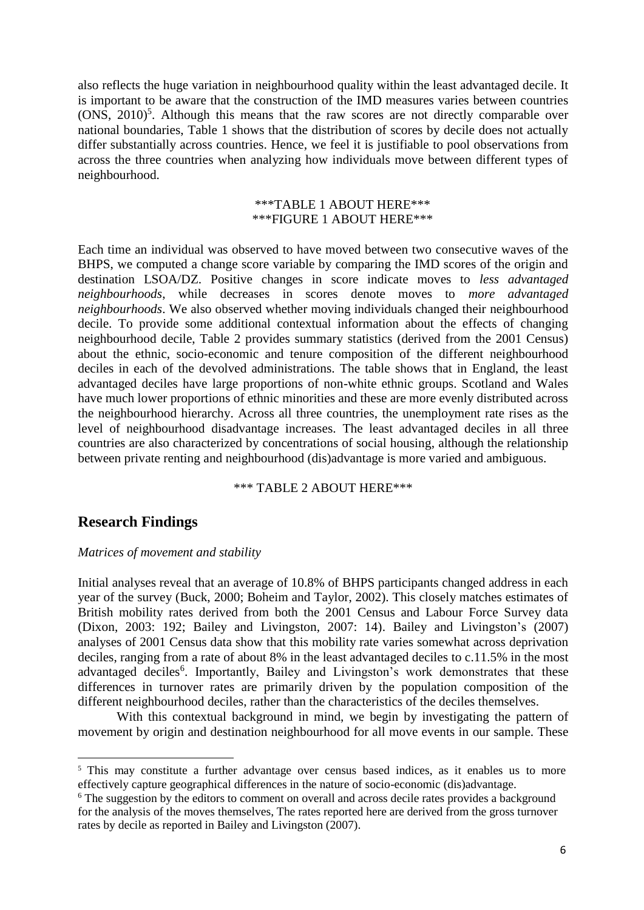also reflects the huge variation in neighbourhood quality within the least advantaged decile. It is important to be aware that the construction of the IMD measures varies between countries (ONS, 2010)[5]. Although this means that the raw scores are not directly comparable over national boundaries, Table 1 shows that the distribution of scores by decile does not actually differ substantially across countries. Hence, we feel it is justifiable to pool observations from across the three countries when analyzing how individuals move between different types of neighbourhood.

***TABLE 1 ABOUT HERE***
***FIGURE 1 ABOUT HERE***

Each time an individual was observed to have moved between two consecutive waves of the BHPS, we computed a change score variable by comparing the IMD scores of the origin and destination LSOA/DZ. Positive changes in score indicate moves to *less advantaged neighbourhoods*, while decreases in scores denote moves to *more advantaged neighbourhoods*. We also observed whether moving individuals changed their neighbourhood decile. To provide some additional contextual information about the effects of changing neighbourhood decile, Table 2 provides summary statistics (derived from the 2001 Census) about the ethnic, socio-economic and tenure composition of the different neighbourhood deciles in each of the devolved administrations. The table shows that in England, the least advantaged deciles have large proportions of non-white ethnic groups. Scotland and Wales have much lower proportions of ethnic minorities and these are more evenly distributed across the neighbourhood hierarchy. Across all three countries, the unemployment rate rises as the level of neighbourhood disadvantage increases. The least advantaged deciles in all three countries are also characterized by concentrations of social housing, although the relationship between private renting and neighbourhood (dis)advantage is more varied and ambiguous.

*** TABLE 2 ABOUT HERE***

## Research Findings

*Matrices of movement and stability*

Initial analyses reveal that an average of 10.8% of BHPS participants changed address in each year of the survey (Buck, 2000; Boheim and Taylor, 2002). This closely matches estimates of British mobility rates derived from both the 2001 Census and Labour Force Survey data (Dixon, 2003: 192; Bailey and Livingston, 2007: 14). Bailey and Livingston's (2007) analyses of 2001 Census data show that this mobility rate varies somewhat across deprivation deciles, ranging from a rate of about 8% in the least advantaged deciles to c.11.5% in the most advantaged deciles[6]. Importantly, Bailey and Livingston's work demonstrates that these differences in turnover rates are primarily driven by the population composition of the different neighbourhood deciles, rather than the characteristics of the deciles themselves.

With this contextual background in mind, we begin by investigating the pattern of movement by origin and destination neighbourhood for all move events in our sample. These

---

[5] This may constitute a further advantage over census based indices, as it enables us to more effectively capture geographical differences in the nature of socio-economic (dis)advantage.

[6] The suggestion by the editors to comment on overall and across decile rates provides a background for the analysis of the moves themselves, The rates reported here are derived from the gross turnover rates by decile as reported in Bailey and Livingston (2007).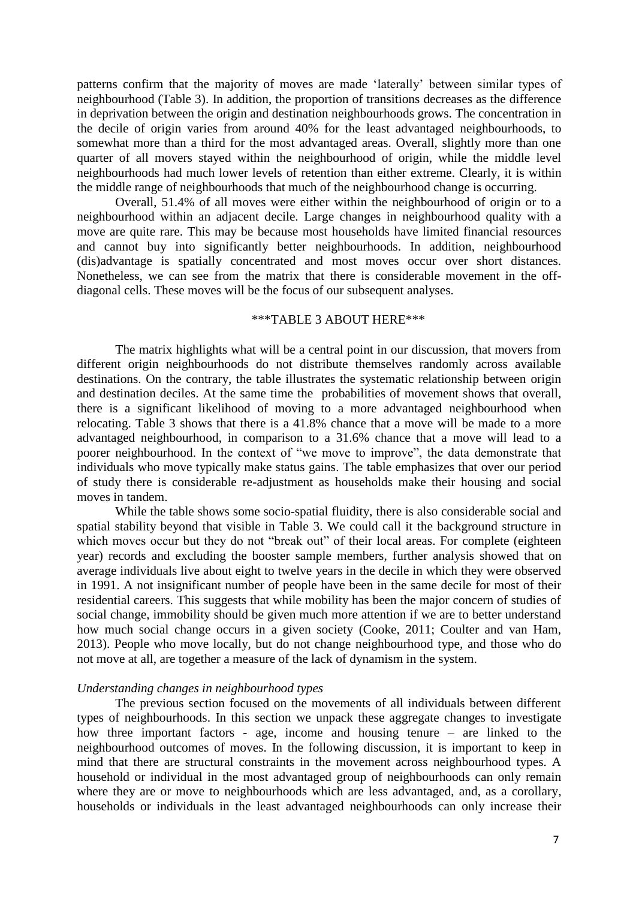patterns confirm that the majority of moves are made 'laterally' between similar types of neighbourhood (Table 3). In addition, the proportion of transitions decreases as the difference in deprivation between the origin and destination neighbourhoods grows. The concentration in the decile of origin varies from around 40% for the least advantaged neighbourhoods, to somewhat more than a third for the most advantaged areas. Overall, slightly more than one quarter of all movers stayed within the neighbourhood of origin, while the middle level neighbourhoods had much lower levels of retention than either extreme. Clearly, it is within the middle range of neighbourhoods that much of the neighbourhood change is occurring.

Overall, 51.4% of all moves were either within the neighbourhood of origin or to a neighbourhood within an adjacent decile. Large changes in neighbourhood quality with a move are quite rare. This may be because most households have limited financial resources and cannot buy into significantly better neighbourhoods. In addition, neighbourhood (dis)advantage is spatially concentrated and most moves occur over short distances. Nonetheless, we can see from the matrix that there is considerable movement in the off-diagonal cells. These moves will be the focus of our subsequent analyses.

***TABLE 3 ABOUT HERE***

The matrix highlights what will be a central point in our discussion, that movers from different origin neighbourhoods do not distribute themselves randomly across available destinations. On the contrary, the table illustrates the systematic relationship between origin and destination deciles. At the same time the probabilities of movement shows that overall, there is a significant likelihood of moving to a more advantaged neighbourhood when relocating. Table 3 shows that there is a 41.8% chance that a move will be made to a more advantaged neighbourhood, in comparison to a 31.6% chance that a move will lead to a poorer neighbourhood. In the context of "we move to improve", the data demonstrate that individuals who move typically make status gains. The table emphasizes that over our period of study there is considerable re-adjustment as households make their housing and social moves in tandem.

While the table shows some socio-spatial fluidity, there is also considerable social and spatial stability beyond that visible in Table 3. We could call it the background structure in which moves occur but they do not "break out" of their local areas. For complete (eighteen year) records and excluding the booster sample members, further analysis showed that on average individuals live about eight to twelve years in the decile in which they were observed in 1991. A not insignificant number of people have been in the same decile for most of their residential careers. This suggests that while mobility has been the major concern of studies of social change, immobility should be given much more attention if we are to better understand how much social change occurs in a given society (Cooke, 2011; Coulter and van Ham, 2013). People who move locally, but do not change neighbourhood type, and those who do not move at all, are together a measure of the lack of dynamism in the system.

*Understanding changes in neighbourhood types*

The previous section focused on the movements of all individuals between different types of neighbourhoods. In this section we unpack these aggregate changes to investigate how three important factors - age, income and housing tenure – are linked to the neighbourhood outcomes of moves. In the following discussion, it is important to keep in mind that there are structural constraints in the movement across neighbourhood types. A household or individual in the most advantaged group of neighbourhoods can only remain where they are or move to neighbourhoods which are less advantaged, and, as a corollary, households or individuals in the least advantaged neighbourhoods can only increase their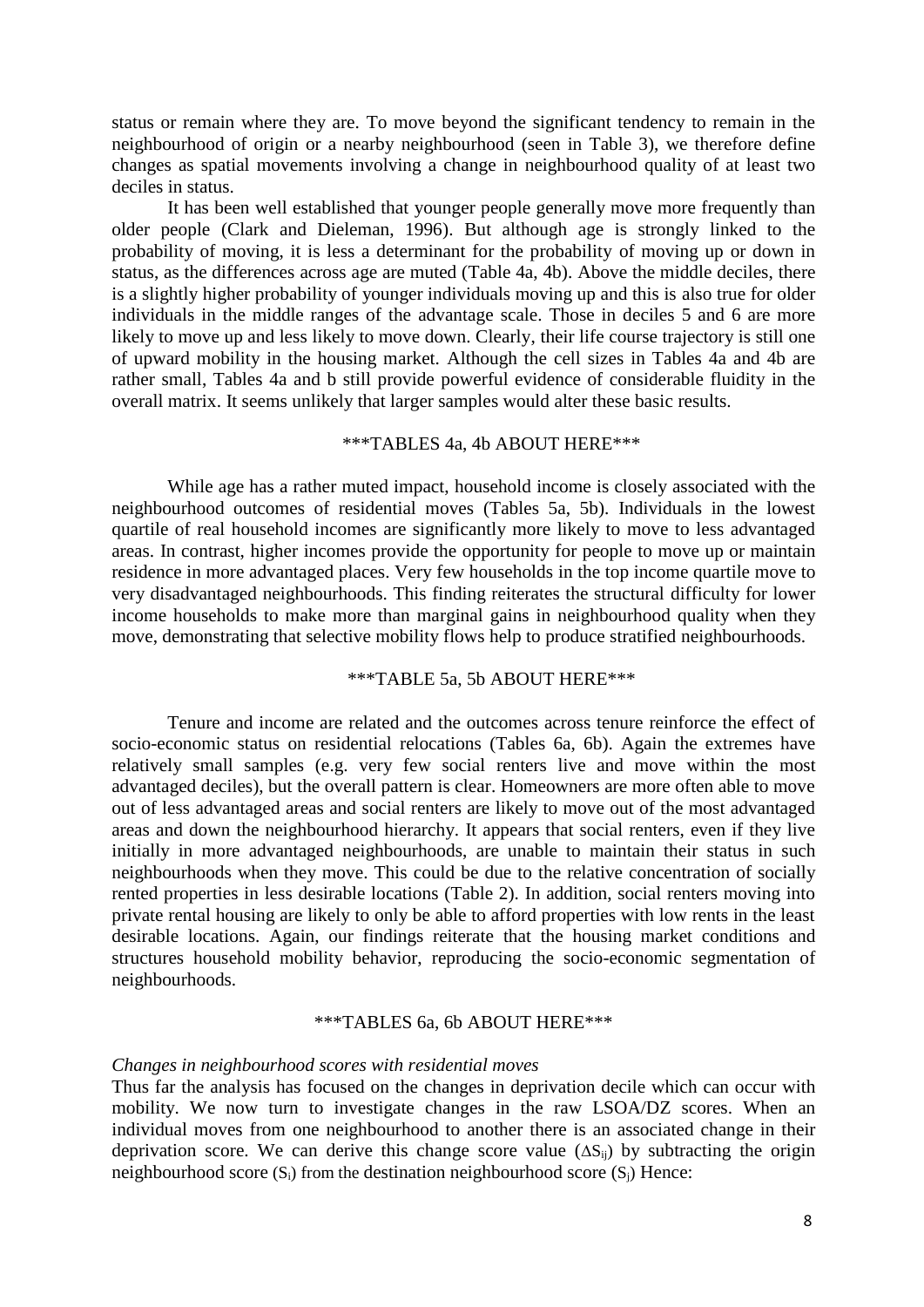status or remain where they are. To move beyond the significant tendency to remain in the neighbourhood of origin or a nearby neighbourhood (seen in Table 3), we therefore define changes as spatial movements involving a change in neighbourhood quality of at least two deciles in status.

It has been well established that younger people generally move more frequently than older people (Clark and Dieleman, 1996). But although age is strongly linked to the probability of moving, it is less a determinant for the probability of moving up or down in status, as the differences across age are muted (Table 4a, 4b). Above the middle deciles, there is a slightly higher probability of younger individuals moving up and this is also true for older individuals in the middle ranges of the advantage scale. Those in deciles 5 and 6 are more likely to move up and less likely to move down. Clearly, their life course trajectory is still one of upward mobility in the housing market. Although the cell sizes in Tables 4a and 4b are rather small, Tables 4a and b still provide powerful evidence of considerable fluidity in the overall matrix. It seems unlikely that larger samples would alter these basic results.

***TABLES 4a, 4b ABOUT HERE***

While age has a rather muted impact, household income is closely associated with the neighbourhood outcomes of residential moves (Tables 5a, 5b). Individuals in the lowest quartile of real household incomes are significantly more likely to move to less advantaged areas. In contrast, higher incomes provide the opportunity for people to move up or maintain residence in more advantaged places. Very few households in the top income quartile move to very disadvantaged neighbourhoods. This finding reiterates the structural difficulty for lower income households to make more than marginal gains in neighbourhood quality when they move, demonstrating that selective mobility flows help to produce stratified neighbourhoods.

***TABLE 5a, 5b ABOUT HERE***

Tenure and income are related and the outcomes across tenure reinforce the effect of socio-economic status on residential relocations (Tables 6a, 6b). Again the extremes have relatively small samples (e.g. very few social renters live and move within the most advantaged deciles), but the overall pattern is clear. Homeowners are more often able to move out of less advantaged areas and social renters are likely to move out of the most advantaged areas and down the neighbourhood hierarchy. It appears that social renters, even if they live initially in more advantaged neighbourhoods, are unable to maintain their status in such neighbourhoods when they move. This could be due to the relative concentration of socially rented properties in less desirable locations (Table 2). In addition, social renters moving into private rental housing are likely to only be able to afford properties with low rents in the least desirable locations. Again, our findings reiterate that the housing market conditions and structures household mobility behavior, reproducing the socio-economic segmentation of neighbourhoods.

***TABLES 6a, 6b ABOUT HERE***

*Changes in neighbourhood scores with residential moves*

Thus far the analysis has focused on the changes in deprivation decile which can occur with mobility. We now turn to investigate changes in the raw LSOA/DZ scores. When an individual moves from one neighbourhood to another there is an associated change in their deprivation score. We can derive this change score value ($\Delta S_{ij}$) by subtracting the origin neighbourhood score ($S_i$) from the destination neighbourhood score ($S_j$) Hence: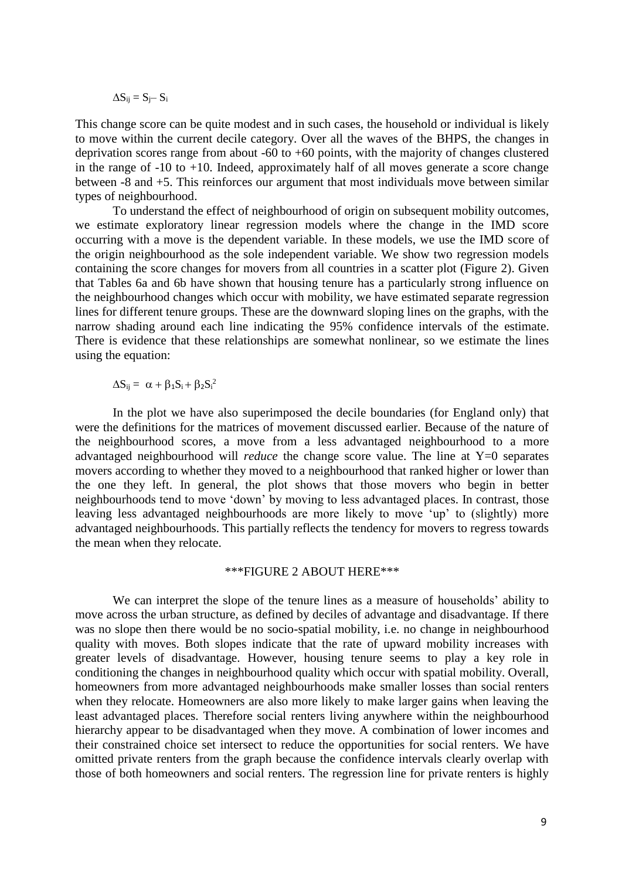$$\Delta S_{ij} = S_j - S_i$$

This change score can be quite modest and in such cases, the household or individual is likely to move within the current decile category. Over all the waves of the BHPS, the changes in deprivation scores range from about -60 to +60 points, with the majority of changes clustered in the range of -10 to +10. Indeed, approximately half of all moves generate a score change between -8 and +5. This reinforces our argument that most individuals move between similar types of neighbourhood.

To understand the effect of neighbourhood of origin on subsequent mobility outcomes, we estimate exploratory linear regression models where the change in the IMD score occurring with a move is the dependent variable. In these models, we use the IMD score of the origin neighbourhood as the sole independent variable. We show two regression models containing the score changes for movers from all countries in a scatter plot (Figure 2). Given that Tables 6a and 6b have shown that housing tenure has a particularly strong influence on the neighbourhood changes which occur with mobility, we have estimated separate regression lines for different tenure groups. These are the downward sloping lines on the graphs, with the narrow shading around each line indicating the 95% confidence intervals of the estimate. There is evidence that these relationships are somewhat nonlinear, so we estimate the lines using the equation:

$$\Delta S_{ij} = \alpha + \beta_1 S_i + \beta_2 S_i^2$$

In the plot we have also superimposed the decile boundaries (for England only) that were the definitions for the matrices of movement discussed earlier. Because of the nature of the neighbourhood scores, a move from a less advantaged neighbourhood to a more advantaged neighbourhood will *reduce* the change score value. The line at Y=0 separates movers according to whether they moved to a neighbourhood that ranked higher or lower than the one they left. In general, the plot shows that those movers who begin in better neighbourhoods tend to move 'down' by moving to less advantaged places. In contrast, those leaving less advantaged neighbourhoods are more likely to move 'up' to (slightly) more advantaged neighbourhoods. This partially reflects the tendency for movers to regress towards the mean when they relocate.

***FIGURE 2 ABOUT HERE***

We can interpret the slope of the tenure lines as a measure of households' ability to move across the urban structure, as defined by deciles of advantage and disadvantage. If there was no slope then there would be no socio-spatial mobility, i.e. no change in neighbourhood quality with moves. Both slopes indicate that the rate of upward mobility increases with greater levels of disadvantage. However, housing tenure seems to play a key role in conditioning the changes in neighbourhood quality which occur with spatial mobility. Overall, homeowners from more advantaged neighbourhoods make smaller losses than social renters when they relocate. Homeowners are also more likely to make larger gains when leaving the least advantaged places. Therefore social renters living anywhere within the neighbourhood hierarchy appear to be disadvantaged when they move. A combination of lower incomes and their constrained choice set intersect to reduce the opportunities for social renters. We have omitted private renters from the graph because the confidence intervals clearly overlap with those of both homeowners and social renters. The regression line for private renters is highly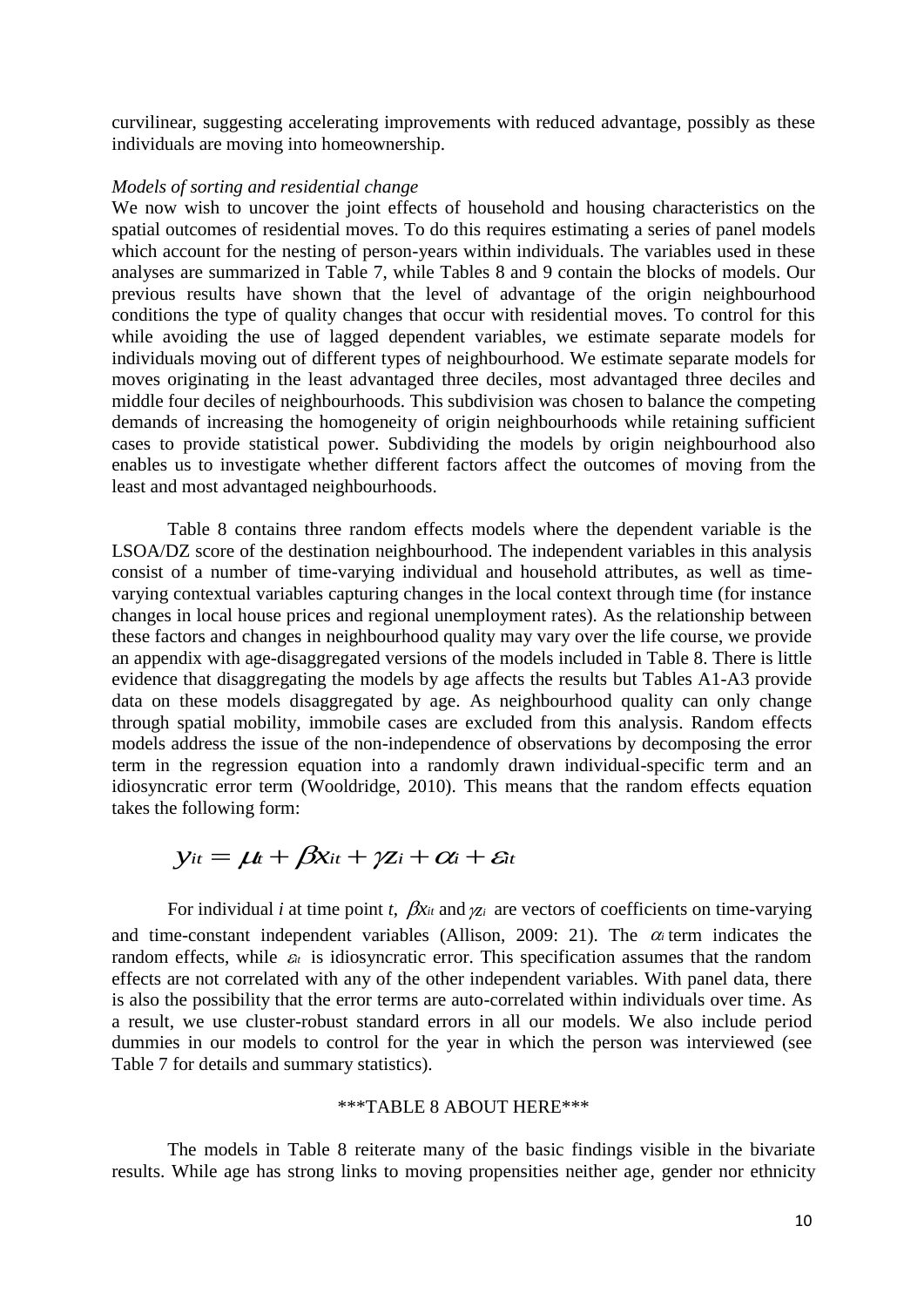curvilinear, suggesting accelerating improvements with reduced advantage, possibly as these individuals are moving into homeownership.

*Models of sorting and residential change*

We now wish to uncover the joint effects of household and housing characteristics on the spatial outcomes of residential moves. To do this requires estimating a series of panel models which account for the nesting of person-years within individuals. The variables used in these analyses are summarized in Table 7, while Tables 8 and 9 contain the blocks of models. Our previous results have shown that the level of advantage of the origin neighbourhood conditions the type of quality changes that occur with residential moves. To control for this while avoiding the use of lagged dependent variables, we estimate separate models for individuals moving out of different types of neighbourhood. We estimate separate models for moves originating in the least advantaged three deciles, most advantaged three deciles and middle four deciles of neighbourhoods. This subdivision was chosen to balance the competing demands of increasing the homogeneity of origin neighbourhoods while retaining sufficient cases to provide statistical power. Subdividing the models by origin neighbourhood also enables us to investigate whether different factors affect the outcomes of moving from the least and most advantaged neighbourhoods.

Table 8 contains three random effects models where the dependent variable is the LSOA/DZ score of the destination neighbourhood. The independent variables in this analysis consist of a number of time-varying individual and household attributes, as well as time-varying contextual variables capturing changes in the local context through time (for instance changes in local house prices and regional unemployment rates). As the relationship between these factors and changes in neighbourhood quality may vary over the life course, we provide an appendix with age-disaggregated versions of the models included in Table 8. There is little evidence that disaggregating the models by age affects the results but Tables A1-A3 provide data on these models disaggregated by age. As neighbourhood quality can only change through spatial mobility, immobile cases are excluded from this analysis. Random effects models address the issue of the non-independence of observations by decomposing the error term in the regression equation into a randomly drawn individual-specific term and an idiosyncratic error term (Wooldridge, 2010). This means that the random effects equation takes the following form:

$$y_{it} = \mu_t + \beta x_{it} + \gamma z_i + \alpha_i + \varepsilon_{it}$$

For individual *i* at time point *t*, $\beta x_{it}$ and $\gamma z_i$ are vectors of coefficients on time-varying and time-constant independent variables (Allison, 2009: 21). The $\alpha_i$ term indicates the random effects, while $\varepsilon_{it}$ is idiosyncratic error. This specification assumes that the random effects are not correlated with any of the other independent variables. With panel data, there is also the possibility that the error terms are auto-correlated within individuals over time. As a result, we use cluster-robust standard errors in all our models. We also include period dummies in our models to control for the year in which the person was interviewed (see Table 7 for details and summary statistics).

\*\*\*TABLE 8 ABOUT HERE\*\*\*

The models in Table 8 reiterate many of the basic findings visible in the bivariate results. While age has strong links to moving propensities neither age, gender nor ethnicity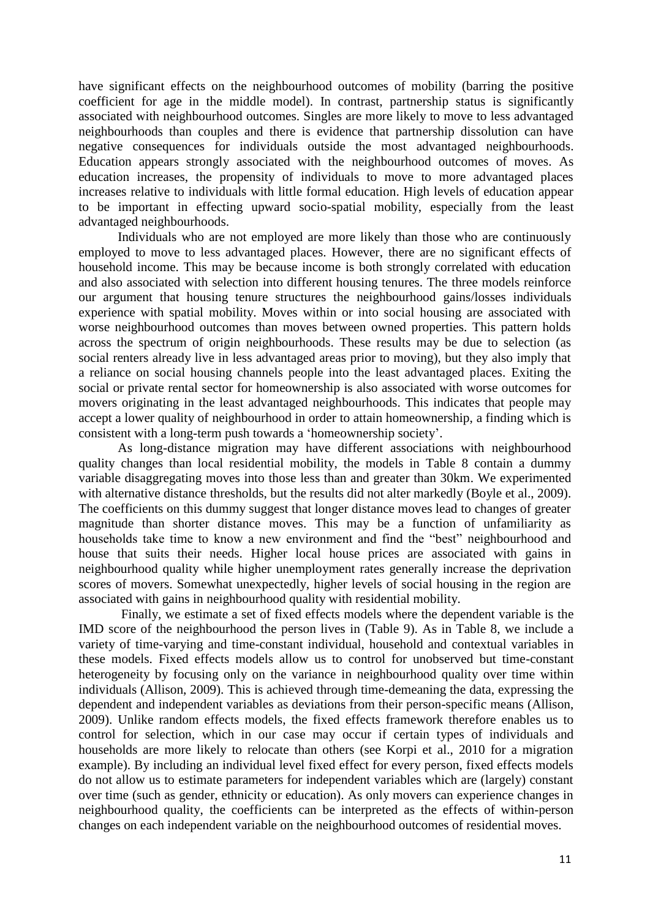have significant effects on the neighbourhood outcomes of mobility (barring the positive coefficient for age in the middle model). In contrast, partnership status is significantly associated with neighbourhood outcomes. Singles are more likely to move to less advantaged neighbourhoods than couples and there is evidence that partnership dissolution can have negative consequences for individuals outside the most advantaged neighbourhoods. Education appears strongly associated with the neighbourhood outcomes of moves. As education increases, the propensity of individuals to move to more advantaged places increases relative to individuals with little formal education. High levels of education appear to be important in effecting upward socio-spatial mobility, especially from the least advantaged neighbourhoods.

Individuals who are not employed are more likely than those who are continuously employed to move to less advantaged places. However, there are no significant effects of household income. This may be because income is both strongly correlated with education and also associated with selection into different housing tenures. The three models reinforce our argument that housing tenure structures the neighbourhood gains/losses individuals experience with spatial mobility. Moves within or into social housing are associated with worse neighbourhood outcomes than moves between owned properties. This pattern holds across the spectrum of origin neighbourhoods. These results may be due to selection (as social renters already live in less advantaged areas prior to moving), but they also imply that a reliance on social housing channels people into the least advantaged places. Exiting the social or private rental sector for homeownership is also associated with worse outcomes for movers originating in the least advantaged neighbourhoods. This indicates that people may accept a lower quality of neighbourhood in order to attain homeownership, a finding which is consistent with a long-term push towards a 'homeownership society'.

As long-distance migration may have different associations with neighbourhood quality changes than local residential mobility, the models in Table 8 contain a dummy variable disaggregating moves into those less than and greater than 30km. We experimented with alternative distance thresholds, but the results did not alter markedly (Boyle et al., 2009). The coefficients on this dummy suggest that longer distance moves lead to changes of greater magnitude than shorter distance moves. This may be a function of unfamiliarity as households take time to know a new environment and find the "best" neighbourhood and house that suits their needs. Higher local house prices are associated with gains in neighbourhood quality while higher unemployment rates generally increase the deprivation scores of movers. Somewhat unexpectedly, higher levels of social housing in the region are associated with gains in neighbourhood quality with residential mobility.

Finally, we estimate a set of fixed effects models where the dependent variable is the IMD score of the neighbourhood the person lives in (Table 9). As in Table 8, we include a variety of time-varying and time-constant individual, household and contextual variables in these models. Fixed effects models allow us to control for unobserved but time-constant heterogeneity by focusing only on the variance in neighbourhood quality over time within individuals (Allison, 2009). This is achieved through time-demeaning the data, expressing the dependent and independent variables as deviations from their person-specific means (Allison, 2009). Unlike random effects models, the fixed effects framework therefore enables us to control for selection, which in our case may occur if certain types of individuals and households are more likely to relocate than others (see Korpi et al., 2010 for a migration example). By including an individual level fixed effect for every person, fixed effects models do not allow us to estimate parameters for independent variables which are (largely) constant over time (such as gender, ethnicity or education). As only movers can experience changes in neighbourhood quality, the coefficients can be interpreted as the effects of within-person changes on each independent variable on the neighbourhood outcomes of residential moves.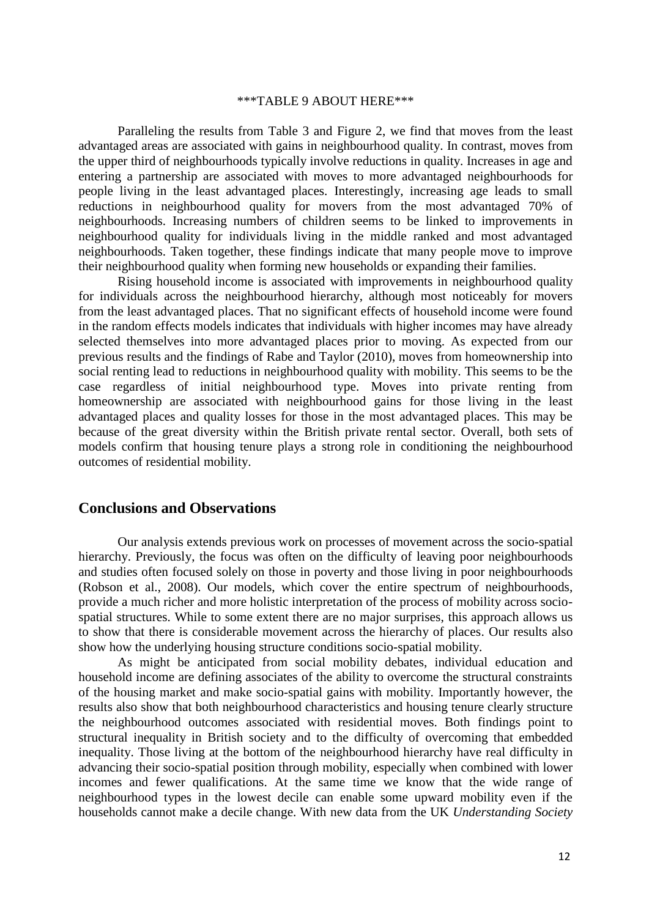\*\*\*TABLE 9 ABOUT HERE\*\*\*

Paralleling the results from Table 3 and Figure 2, we find that moves from the least advantaged areas are associated with gains in neighbourhood quality. In contrast, moves from the upper third of neighbourhoods typically involve reductions in quality. Increases in age and entering a partnership are associated with moves to more advantaged neighbourhoods for people living in the least advantaged places. Interestingly, increasing age leads to small reductions in neighbourhood quality for movers from the most advantaged 70% of neighbourhoods. Increasing numbers of children seems to be linked to improvements in neighbourhood quality for individuals living in the middle ranked and most advantaged neighbourhoods. Taken together, these findings indicate that many people move to improve their neighbourhood quality when forming new households or expanding their families.

Rising household income is associated with improvements in neighbourhood quality for individuals across the neighbourhood hierarchy, although most noticeably for movers from the least advantaged places. That no significant effects of household income were found in the random effects models indicates that individuals with higher incomes may have already selected themselves into more advantaged places prior to moving. As expected from our previous results and the findings of Rabe and Taylor (2010), moves from homeownership into social renting lead to reductions in neighbourhood quality with mobility. This seems to be the case regardless of initial neighbourhood type. Moves into private renting from homeownership are associated with neighbourhood gains for those living in the least advantaged places and quality losses for those in the most advantaged places. This may be because of the great diversity within the British private rental sector. Overall, both sets of models confirm that housing tenure plays a strong role in conditioning the neighbourhood outcomes of residential mobility.

## Conclusions and Observations

Our analysis extends previous work on processes of movement across the socio-spatial hierarchy. Previously, the focus was often on the difficulty of leaving poor neighbourhoods and studies often focused solely on those in poverty and those living in poor neighbourhoods (Robson et al., 2008). Our models, which cover the entire spectrum of neighbourhoods, provide a much richer and more holistic interpretation of the process of mobility across socio-spatial structures. While to some extent there are no major surprises, this approach allows us to show that there is considerable movement across the hierarchy of places. Our results also show how the underlying housing structure conditions socio-spatial mobility.

As might be anticipated from social mobility debates, individual education and household income are defining associates of the ability to overcome the structural constraints of the housing market and make socio-spatial gains with mobility. Importantly however, the results also show that both neighbourhood characteristics and housing tenure clearly structure the neighbourhood outcomes associated with residential moves. Both findings point to structural inequality in British society and to the difficulty of overcoming that embedded inequality. Those living at the bottom of the neighbourhood hierarchy have real difficulty in advancing their socio-spatial position through mobility, especially when combined with lower incomes and fewer qualifications. At the same time we know that the wide range of neighbourhood types in the lowest decile can enable some upward mobility even if the households cannot make a decile change. With new data from the UK *Understanding Society*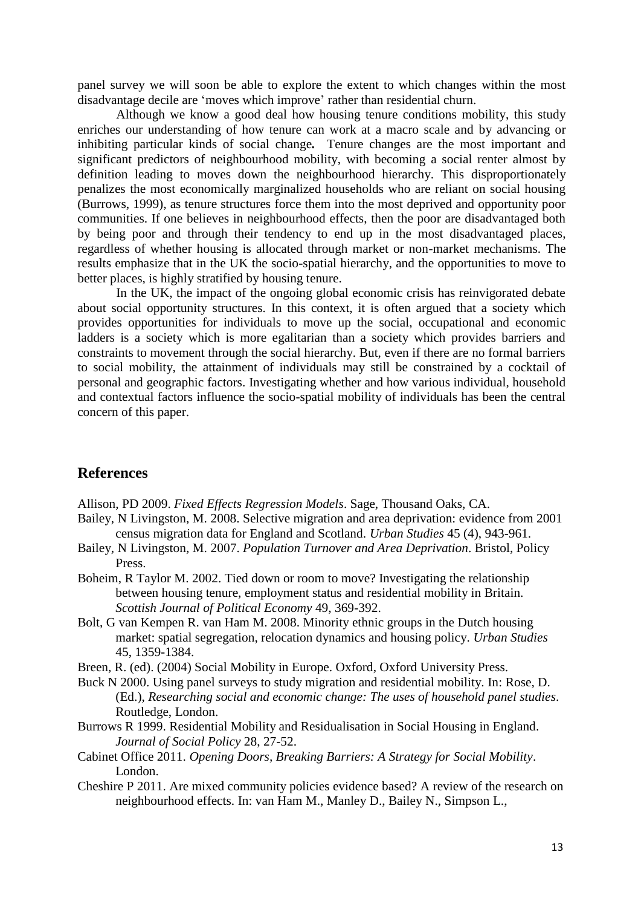panel survey we will soon be able to explore the extent to which changes within the most disadvantage decile are 'moves which improve' rather than residential churn.

Although we know a good deal how housing tenure conditions mobility, this study enriches our understanding of how tenure can work at a macro scale and by advancing or inhibiting particular kinds of social change**.** Tenure changes are the most important and significant predictors of neighbourhood mobility, with becoming a social renter almost by definition leading to moves down the neighbourhood hierarchy. This disproportionately penalizes the most economically marginalized households who are reliant on social housing (Burrows, 1999), as tenure structures force them into the most deprived and opportunity poor communities. If one believes in neighbourhood effects, then the poor are disadvantaged both by being poor and through their tendency to end up in the most disadvantaged places, regardless of whether housing is allocated through market or non-market mechanisms. The results emphasize that in the UK the socio-spatial hierarchy, and the opportunities to move to better places, is highly stratified by housing tenure.

In the UK, the impact of the ongoing global economic crisis has reinvigorated debate about social opportunity structures. In this context, it is often argued that a society which provides opportunities for individuals to move up the social, occupational and economic ladders is a society which is more egalitarian than a society which provides barriers and constraints to movement through the social hierarchy. But, even if there are no formal barriers to social mobility, the attainment of individuals may still be constrained by a cocktail of personal and geographic factors. Investigating whether and how various individual, household and contextual factors influence the socio-spatial mobility of individuals has been the central concern of this paper.

## References

Allison, PD 2009. *Fixed Effects Regression Models*. Sage, Thousand Oaks, CA.

Bailey, N Livingston, M. 2008. Selective migration and area deprivation: evidence from 2001 census migration data for England and Scotland. *Urban Studies* 45 (4), 943-961.

Bailey, N Livingston, M. 2007. *Population Turnover and Area Deprivation*. Bristol, Policy Press.

Boheim, R Taylor M. 2002. Tied down or room to move? Investigating the relationship between housing tenure, employment status and residential mobility in Britain. *Scottish Journal of Political Economy* 49, 369-392.

Bolt, G van Kempen R. van Ham M. 2008. Minority ethnic groups in the Dutch housing market: spatial segregation, relocation dynamics and housing policy. *Urban Studies* 45, 1359-1384.

Breen, R. (ed). (2004) Social Mobility in Europe. Oxford, Oxford University Press.

Buck N 2000. Using panel surveys to study migration and residential mobility. In: Rose, D. (Ed.), *Researching social and economic change: The uses of household panel studies*. Routledge, London.

Burrows R 1999. Residential Mobility and Residualisation in Social Housing in England. *Journal of Social Policy* 28, 27-52.

Cabinet Office 2011. *Opening Doors, Breaking Barriers: A Strategy for Social Mobility*. London.

Cheshire P 2011. Are mixed community policies evidence based? A review of the research on neighbourhood effects. In: van Ham M., Manley D., Bailey N., Simpson L.,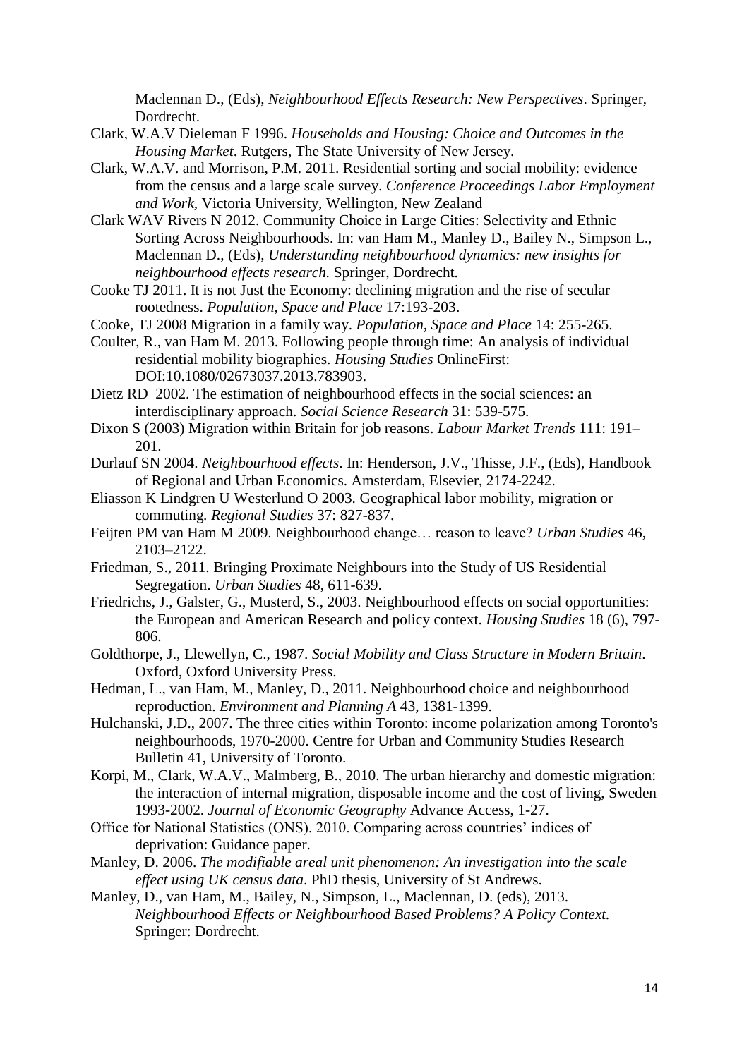Maclennan D., (Eds), *Neighbourhood Effects Research: New Perspectives*. Springer, Dordrecht.

Clark, W.A.V Dieleman F 1996. *Households and Housing: Choice and Outcomes in the Housing Market*. Rutgers, The State University of New Jersey.

Clark, W.A.V. and Morrison, P.M. 2011. Residential sorting and social mobility: evidence from the census and a large scale survey. *Conference Proceedings Labor Employment and Work*, Victoria University, Wellington, New Zealand

Clark WAV Rivers N 2012. Community Choice in Large Cities: Selectivity and Ethnic Sorting Across Neighbourhoods. In: van Ham M., Manley D., Bailey N., Simpson L., Maclennan D., (Eds), *Understanding neighbourhood dynamics: new insights for neighbourhood effects research.* Springer, Dordrecht.

Cooke TJ 2011. It is not Just the Economy: declining migration and the rise of secular rootedness. *Population, Space and Place* 17:193-203.

Cooke, TJ 2008 Migration in a family way. *Population, Space and Place* 14: 255-265.

Coulter, R., van Ham M. 2013. Following people through time: An analysis of individual residential mobility biographies. *Housing Studies* OnlineFirst: DOI:10.1080/02673037.2013.783903.

Dietz RD 2002. The estimation of neighbourhood effects in the social sciences: an interdisciplinary approach. *Social Science Research* 31: 539-575.

Dixon S (2003) Migration within Britain for job reasons. *Labour Market Trends* 111: 191–201.

Durlauf SN 2004. *Neighbourhood effects*. In: Henderson, J.V., Thisse, J.F., (Eds), Handbook of Regional and Urban Economics. Amsterdam, Elsevier, 2174-2242.

Eliasson K Lindgren U Westerlund O 2003. Geographical labor mobility, migration or commuting*. Regional Studies* 37: 827-837.

Feijten PM van Ham M 2009. Neighbourhood change… reason to leave? *Urban Studies* 46, 2103–2122.

Friedman, S., 2011. Bringing Proximate Neighbours into the Study of US Residential Segregation. *Urban Studies* 48, 611-639.

Friedrichs, J., Galster, G., Musterd, S., 2003. Neighbourhood effects on social opportunities: the European and American Research and policy context. *Housing Studies* 18 (6), 797-806.

Goldthorpe, J., Llewellyn, C., 1987. *Social Mobility and Class Structure in Modern Britain*. Oxford, Oxford University Press.

Hedman, L., van Ham, M., Manley, D., 2011. Neighbourhood choice and neighbourhood reproduction. *Environment and Planning A* 43, 1381-1399.

Hulchanski, J.D., 2007. The three cities within Toronto: income polarization among Toronto's neighbourhoods, 1970-2000. Centre for Urban and Community Studies Research Bulletin 41, University of Toronto.

Korpi, M., Clark, W.A.V., Malmberg, B., 2010. The urban hierarchy and domestic migration: the interaction of internal migration, disposable income and the cost of living, Sweden 1993-2002. *Journal of Economic Geography* Advance Access, 1-27.

Office for National Statistics (ONS). 2010. Comparing across countries' indices of deprivation: Guidance paper.

Manley, D. 2006. *The modifiable areal unit phenomenon: An investigation into the scale effect using UK census data*. PhD thesis, University of St Andrews.

Manley, D., van Ham, M., Bailey, N., Simpson, L., Maclennan, D. (eds), 2013. *Neighbourhood Effects or Neighbourhood Based Problems? A Policy Context.* Springer: Dordrecht.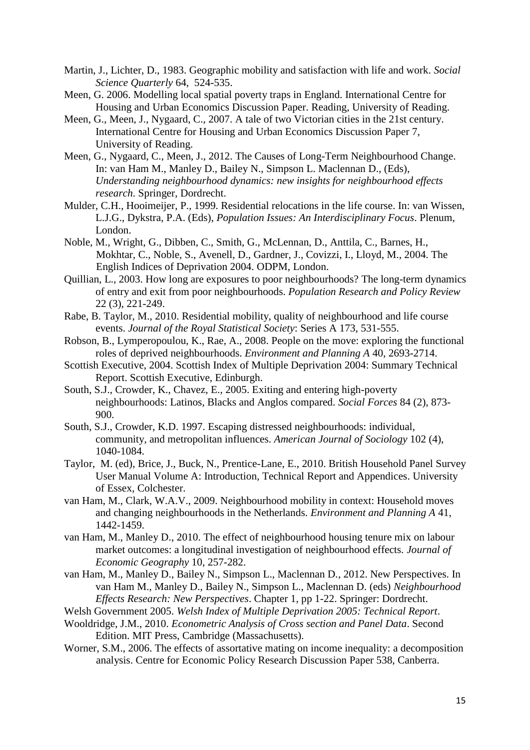Martin, J., Lichter, D., 1983. Geographic mobility and satisfaction with life and work. *Social Science Quarterly* 64, 524-535.

Meen, G. 2006. Modelling local spatial poverty traps in England. International Centre for Housing and Urban Economics Discussion Paper. Reading, University of Reading.

Meen, G., Meen, J., Nygaard, C., 2007. A tale of two Victorian cities in the 21st century. International Centre for Housing and Urban Economics Discussion Paper 7, University of Reading.

Meen, G., Nygaard, C., Meen, J., 2012. The Causes of Long-Term Neighbourhood Change. In: van Ham M., Manley D., Bailey N., Simpson L. Maclennan D., (Eds), *Understanding neighbourhood dynamics: new insights for neighbourhood effects research.* Springer, Dordrecht.

Mulder, C.H., Hooimeijer, P., 1999. Residential relocations in the life course. In: van Wissen, L.J.G., Dykstra, P.A. (Eds), *Population Issues: An Interdisciplinary Focus*. Plenum, London.

Noble, M., Wright, G., Dibben, C., Smith, G., McLennan, D., Anttila, C., Barnes, H., Mokhtar, C., Noble, S., Avenell, D., Gardner, J., Covizzi, I., Lloyd, M., 2004. The English Indices of Deprivation 2004. ODPM, London.

Quillian, L., 2003. How long are exposures to poor neighbourhoods? The long-term dynamics of entry and exit from poor neighbourhoods. *Population Research and Policy Review* 22 (3), 221-249.

Rabe, B. Taylor, M., 2010. Residential mobility, quality of neighbourhood and life course events. *Journal of the Royal Statistical Society*: Series A 173, 531-555.

Robson, B., Lymperopoulou, K., Rae, A., 2008. People on the move: exploring the functional roles of deprived neighbourhoods. *Environment and Planning A* 40, 2693-2714.

Scottish Executive, 2004. Scottish Index of Multiple Deprivation 2004: Summary Technical Report. Scottish Executive, Edinburgh.

South, S.J., Crowder, K., Chavez, E., 2005. Exiting and entering high-poverty neighbourhoods: Latinos, Blacks and Anglos compared. *Social Forces* 84 (2), 873-900.

South, S.J., Crowder, K.D. 1997. Escaping distressed neighbourhoods: individual, community, and metropolitan influences. *American Journal of Sociology* 102 (4), 1040-1084.

Taylor, M. (ed), Brice, J., Buck, N., Prentice-Lane, E., 2010. British Household Panel Survey User Manual Volume A: Introduction, Technical Report and Appendices. University of Essex, Colchester.

van Ham, M., Clark, W.A.V., 2009. Neighbourhood mobility in context: Household moves and changing neighbourhoods in the Netherlands. *Environment and Planning A* 41, 1442-1459.

van Ham, M., Manley D., 2010. The effect of neighbourhood housing tenure mix on labour market outcomes: a longitudinal investigation of neighbourhood effects. *Journal of Economic Geography* 10, 257-282.

van Ham, M., Manley D., Bailey N., Simpson L., Maclennan D., 2012. New Perspectives. In van Ham M., Manley D., Bailey N., Simpson L., Maclennan D. (eds) *Neighbourhood Effects Research: New Perspectives*. Chapter 1, pp 1-22. Springer: Dordrecht.

Welsh Government 2005. *Welsh Index of Multiple Deprivation 2005: Technical Report*.

Wooldridge, J.M., 2010. *Econometric Analysis of Cross section and Panel Data*. Second Edition. MIT Press, Cambridge (Massachusetts).

Worner, S.M., 2006. The effects of assortative mating on income inequality: a decomposition analysis. Centre for Economic Policy Research Discussion Paper 538, Canberra.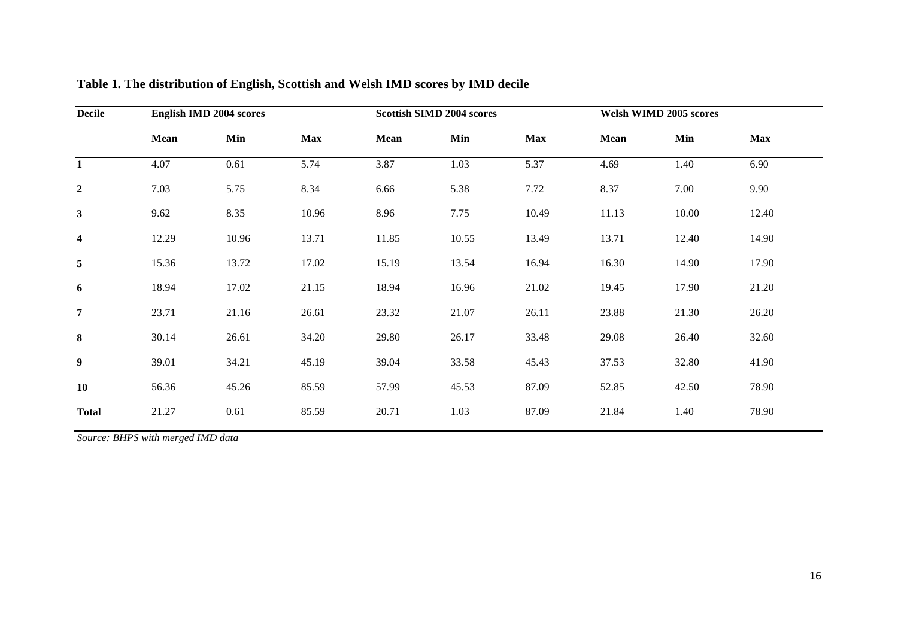**Table 1. The distribution of English, Scottish and Welsh IMD scores by IMD decile**

| Decile | English IMD 2004 scores | | | Scottish SIMD 2004 scores | | | Welsh WIMD 2005 scores | | |
|---|---|---|---|---|---|---|---|---|---|
| | **Mean** | **Min** | **Max** | **Mean** | **Min** | **Max** | **Mean** | **Min** | **Max** |
| **1** | 4.07 | 0.61 | 5.74 | 3.87 | 1.03 | 5.37 | 4.69 | 1.40 | 6.90 |
| **2** | 7.03 | 5.75 | 8.34 | 6.66 | 5.38 | 7.72 | 8.37 | 7.00 | 9.90 |
| **3** | 9.62 | 8.35 | 10.96 | 8.96 | 7.75 | 10.49 | 11.13 | 10.00 | 12.40 |
| **4** | 12.29 | 10.96 | 13.71 | 11.85 | 10.55 | 13.49 | 13.71 | 12.40 | 14.90 |
| **5** | 15.36 | 13.72 | 17.02 | 15.19 | 13.54 | 16.94 | 16.30 | 14.90 | 17.90 |
| **6** | 18.94 | 17.02 | 21.15 | 18.94 | 16.96 | 21.02 | 19.45 | 17.90 | 21.20 |
| **7** | 23.71 | 21.16 | 26.61 | 23.32 | 21.07 | 26.11 | 23.88 | 21.30 | 26.20 |
| **8** | 30.14 | 26.61 | 34.20 | 29.80 | 26.17 | 33.48 | 29.08 | 26.40 | 32.60 |
| **9** | 39.01 | 34.21 | 45.19 | 39.04 | 33.58 | 45.43 | 37.53 | 32.80 | 41.90 |
| **10** | 56.36 | 45.26 | 85.59 | 57.99 | 45.53 | 87.09 | 52.85 | 42.50 | 78.90 |
| **Total** | 21.27 | 0.61 | 85.59 | 20.71 | 1.03 | 87.09 | 21.84 | 1.40 | 78.90 |

*Source: BHPS with merged IMD data*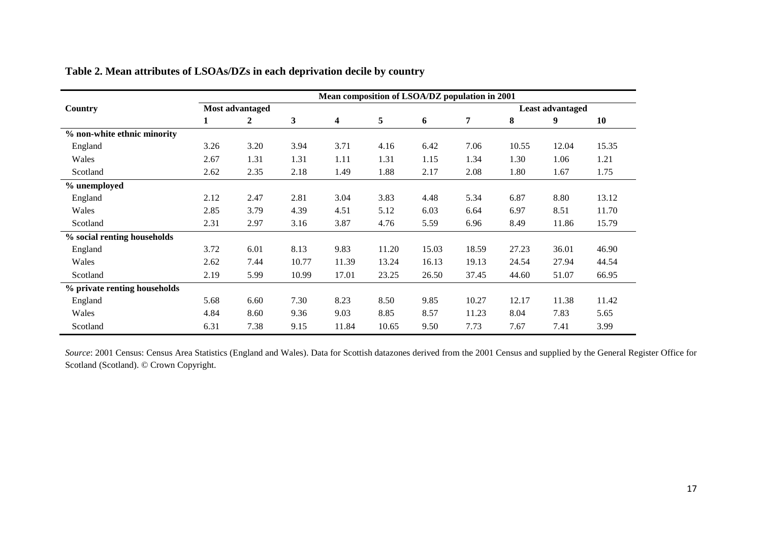**Table 2. Mean attributes of LSOAs/DZs in each deprivation decile by country**

| Country | Mean composition of LSOA/DZ population in 2001 | | | | | | | | | |
|---|---|---|---|---|---|---|---|---|---|---|
| | Most advantaged | | | | | | | Least advantaged | | |
| | **1** | **2** | **3** | **4** | **5** | **6** | **7** | **8** | **9** | **10** |
| **% non-white ethnic minority** | | | | | | | | | | |
| England | 3.26 | 3.20 | 3.94 | 3.71 | 4.16 | 6.42 | 7.06 | 10.55 | 12.04 | 15.35 |
| Wales | 2.67 | 1.31 | 1.31 | 1.11 | 1.31 | 1.15 | 1.34 | 1.30 | 1.06 | 1.21 |
| Scotland | 2.62 | 2.35 | 2.18 | 1.49 | 1.88 | 2.17 | 2.08 | 1.80 | 1.67 | 1.75 |
| **% unemployed** | | | | | | | | | | |
| England | 2.12 | 2.47 | 2.81 | 3.04 | 3.83 | 4.48 | 5.34 | 6.87 | 8.80 | 13.12 |
| Wales | 2.85 | 3.79 | 4.39 | 4.51 | 5.12 | 6.03 | 6.64 | 6.97 | 8.51 | 11.70 |
| Scotland | 2.31 | 2.97 | 3.16 | 3.87 | 4.76 | 5.59 | 6.96 | 8.49 | 11.86 | 15.79 |
| **% social renting households** | | | | | | | | | | |
| England | 3.72 | 6.01 | 8.13 | 9.83 | 11.20 | 15.03 | 18.59 | 27.23 | 36.01 | 46.90 |
| Wales | 2.62 | 7.44 | 10.77 | 11.39 | 13.24 | 16.13 | 19.13 | 24.54 | 27.94 | 44.54 |
| Scotland | 2.19 | 5.99 | 10.99 | 17.01 | 23.25 | 26.50 | 37.45 | 44.60 | 51.07 | 66.95 |
| **% private renting households** | | | | | | | | | | |
| England | 5.68 | 6.60 | 7.30 | 8.23 | 8.50 | 9.85 | 10.27 | 12.17 | 11.38 | 11.42 |
| Wales | 4.84 | 8.60 | 9.36 | 9.03 | 8.85 | 8.57 | 11.23 | 8.04 | 7.83 | 5.65 |
| Scotland | 6.31 | 7.38 | 9.15 | 11.84 | 10.65 | 9.50 | 7.73 | 7.67 | 7.41 | 3.99 |

*Source*: 2001 Census: Census Area Statistics (England and Wales). Data for Scottish datazones derived from the 2001 Census and supplied by the General Register Office for Scotland (Scotland). © Crown Copyright.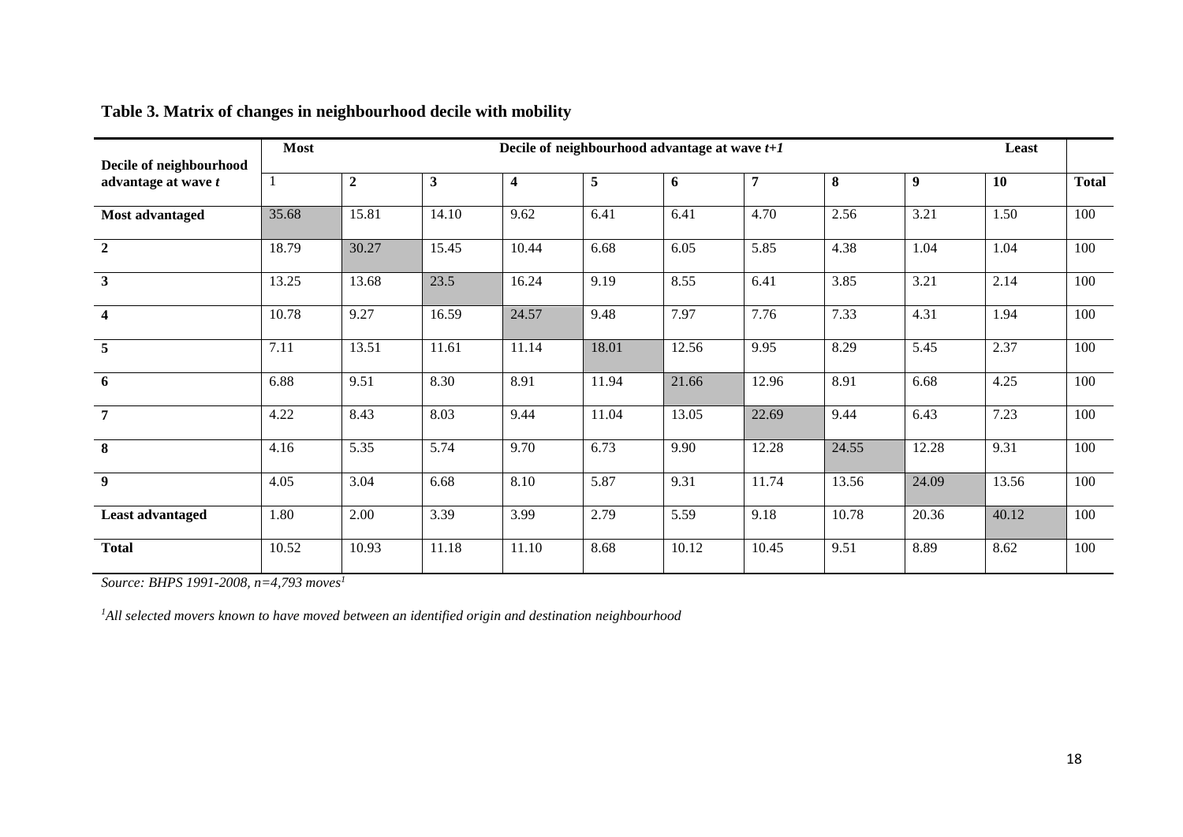**Table 3. Matrix of changes in neighbourhood decile with mobility**

| Decile of neighbourhood advantage at wave $t$ | Most | Decile of neighbourhood advantage at wave $t+1$ | | | | | | | | Least | |
|---|---|---|---|---|---|---|---|---|---|---|---|
| | 1 | 2 | 3 | 4 | 5 | 6 | 7 | 8 | 9 | 10 | Total |
| **Most advantaged** | 35.68 | 15.81 | 14.10 | 9.62 | 6.41 | 6.41 | 4.70 | 2.56 | 3.21 | 1.50 | 100 |
| **2** | 18.79 | 30.27 | 15.45 | 10.44 | 6.68 | 6.05 | 5.85 | 4.38 | 1.04 | 1.04 | 100 |
| **3** | 13.25 | 13.68 | 23.5 | 16.24 | 9.19 | 8.55 | 6.41 | 3.85 | 3.21 | 2.14 | 100 |
| **4** | 10.78 | 9.27 | 16.59 | 24.57 | 9.48 | 7.97 | 7.76 | 7.33 | 4.31 | 1.94 | 100 |
| **5** | 7.11 | 13.51 | 11.61 | 11.14 | 18.01 | 12.56 | 9.95 | 8.29 | 5.45 | 2.37 | 100 |
| **6** | 6.88 | 9.51 | 8.30 | 8.91 | 11.94 | 21.66 | 12.96 | 8.91 | 6.68 | 4.25 | 100 |
| **7** | 4.22 | 8.43 | 8.03 | 9.44 | 11.04 | 13.05 | 22.69 | 9.44 | 6.43 | 7.23 | 100 |
| **8** | 4.16 | 5.35 | 5.74 | 9.70 | 6.73 | 9.90 | 12.28 | 24.55 | 12.28 | 9.31 | 100 |
| **9** | 4.05 | 3.04 | 6.68 | 8.10 | 5.87 | 9.31 | 11.74 | 13.56 | 24.09 | 13.56 | 100 |
| **Least advantaged** | 1.80 | 2.00 | 3.39 | 3.99 | 2.79 | 5.59 | 9.18 | 10.78 | 20.36 | 40.12 | 100 |
| **Total** | 10.52 | 10.93 | 11.18 | 11.10 | 8.68 | 10.12 | 10.45 | 9.51 | 8.89 | 8.62 | 100 |

*Source: BHPS 1991-2008, n=4,793 moves*[1]

[1]*All selected movers known to have moved between an identified origin and destination neighbourhood*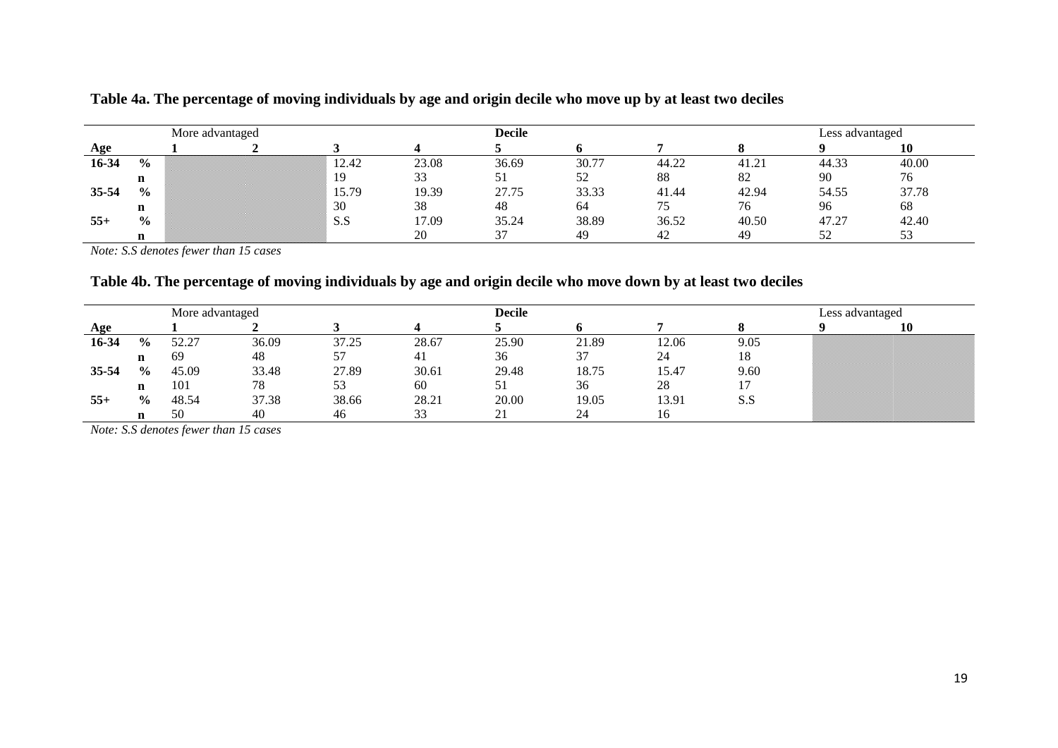**Table 4a. The percentage of moving individuals by age and origin decile who move up by at least two deciles**

| | | More advantaged | | | | Decile | | | | Less advantaged | |
|---|---|---|---|---|---|---|---|---|---|---|---|
| Age | | 1 | 2 | 3 | 4 | 5 | 6 | 7 | 8 | 9 | 10 |
| 16-34 | % | | | 12.42 | 23.08 | 36.69 | 30.77 | 44.22 | 41.21 | 44.33 | 40.00 |
| | n | | | 19 | 33 | 51 | 52 | 88 | 82 | 90 | 76 |
| 35-54 | % | | | 15.79 | 19.39 | 27.75 | 33.33 | 41.44 | 42.94 | 54.55 | 37.78 |
| | n | | | 30 | 38 | 48 | 64 | 75 | 76 | 96 | 68 |
| 55+ | % | | | S.S | 17.09 | 35.24 | 38.89 | 36.52 | 40.50 | 47.27 | 42.40 |
| | n | | | | 20 | 37 | 49 | 42 | 49 | 52 | 53 |

*Note: S.S denotes fewer than 15 cases*

**Table 4b. The percentage of moving individuals by age and origin decile who move down by at least two deciles**

| | | More advantaged | | | | Decile | | | | Less advantaged | |
|---|---|---|---|---|---|---|---|---|---|---|---|
| Age | | 1 | 2 | 3 | 4 | 5 | 6 | 7 | 8 | 9 | 10 |
| 16-34 | % | 52.27 | 36.09 | 37.25 | 28.67 | 25.90 | 21.89 | 12.06 | 9.05 | | |
| | n | 69 | 48 | 57 | 41 | 36 | 37 | 24 | 18 | | |
| 35-54 | % | 45.09 | 33.48 | 27.89 | 30.61 | 29.48 | 18.75 | 15.47 | 9.60 | | |
| | n | 101 | 78 | 53 | 60 | 51 | 36 | 28 | 17 | | |
| 55+ | % | 48.54 | 37.38 | 38.66 | 28.21 | 20.00 | 19.05 | 13.91 | S.S | | |
| | n | 50 | 40 | 46 | 33 | 21 | 24 | 16 | | | |

*Note: S.S denotes fewer than 15 cases*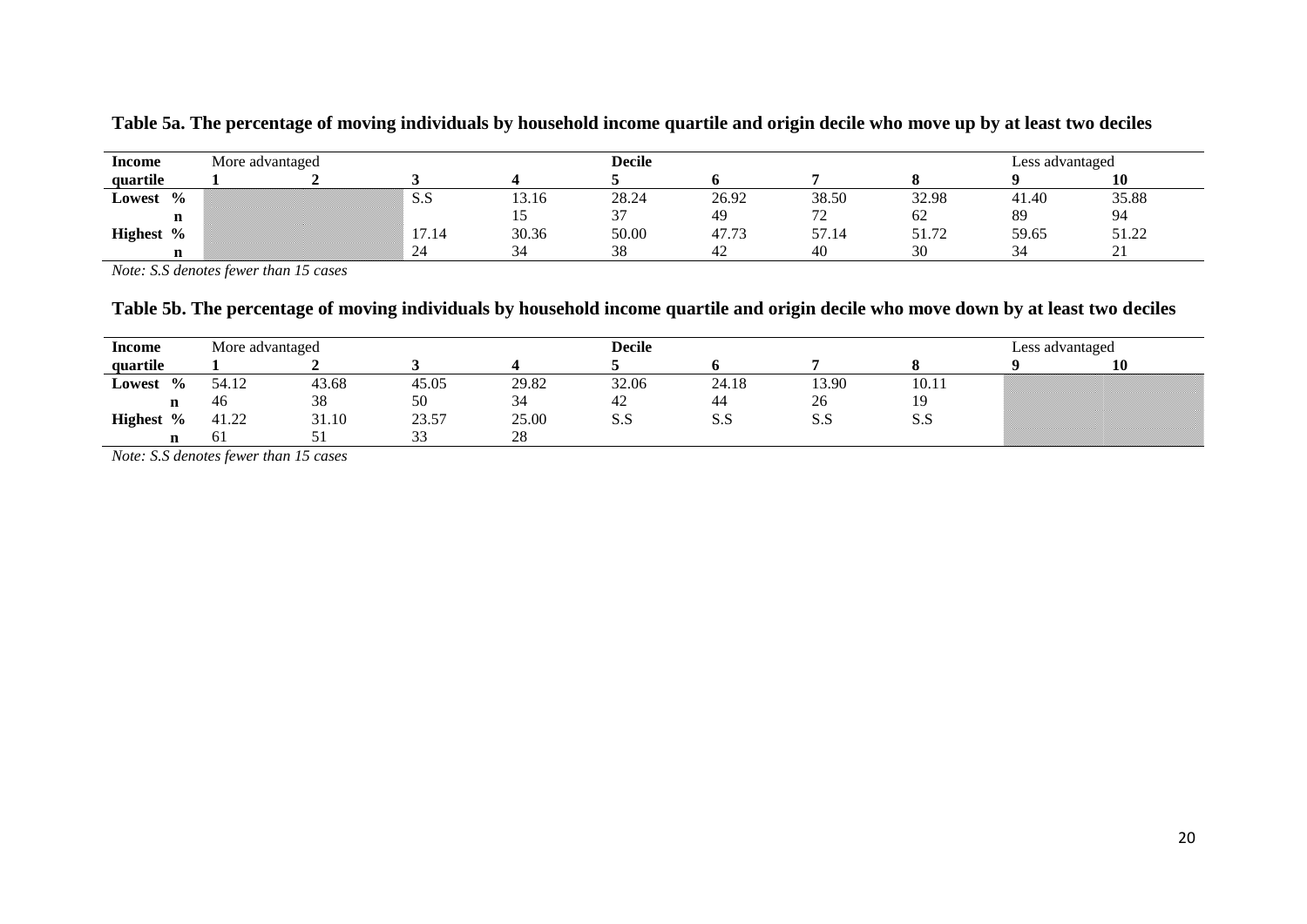**Table 5a. The percentage of moving individuals by household income quartile and origin decile who move up by at least two deciles**

| Income quartile | | More advantaged 1 | 2 | 3 | 4 | Decile 5 | 6 | 7 | 8 | Less advantaged 9 | 10 |
|---|---|---|---|---|---|---|---|---|---|---|---|
| Lowest | % | | | S.S | 13.16 | 28.24 | 26.92 | 38.50 | 32.98 | 41.40 | 35.88 |
| | n | | | | 15 | 37 | 49 | 72 | 62 | 89 | 94 |
| Highest | % | | | 17.14 | 30.36 | 50.00 | 47.73 | 57.14 | 51.72 | 59.65 | 51.22 |
| | n | | | 24 | 34 | 38 | 42 | 40 | 30 | 34 | 21 |

*Note: S.S denotes fewer than 15 cases*

**Table 5b. The percentage of moving individuals by household income quartile and origin decile who move down by at least two deciles**

| Income quartile | | More advantaged 1 | 2 | 3 | 4 | Decile 5 | 6 | 7 | 8 | Less advantaged 9 | 10 |
|---|---|---|---|---|---|---|---|---|---|---|---|
| Lowest | % | 54.12 | 43.68 | 45.05 | 29.82 | 32.06 | 24.18 | 13.90 | 10.11 | | |
| | n | 46 | 38 | 50 | 34 | 42 | 44 | 26 | 19 | | |
| Highest | % | 41.22 | 31.10 | 23.57 | 25.00 | S.S | S.S | S.S | S.S | | |
| | n | 61 | 51 | 33 | 28 | | | | | | |

*Note: S.S denotes fewer than 15 cases*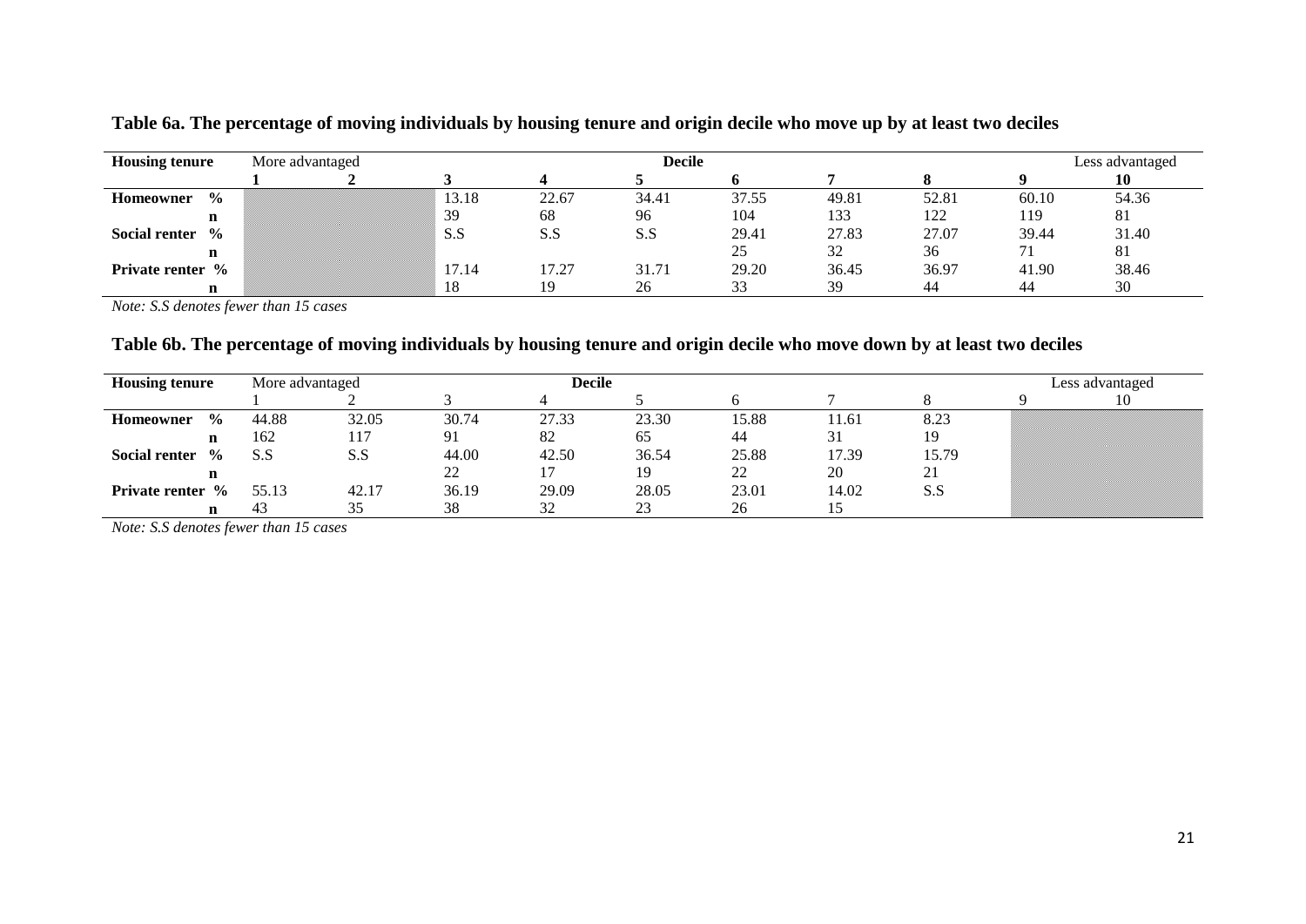**Table 6a. The percentage of moving individuals by housing tenure and origin decile who move up by at least two deciles**

| Housing tenure | | More advantaged | | Decile | | | | | | | Less advantaged |
|---|---|---|---|---|---|---|---|---|---|---|---|
| | | **1** | **2** | **3** | **4** | **5** | **6** | **7** | **8** | **9** | **10** |
| **Homeowner** | **%** | | | 13.18 | 22.67 | 34.41 | 37.55 | 49.81 | 52.81 | 60.10 | 54.36 |
| | **n** | | | 39 | 68 | 96 | 104 | 133 | 122 | 119 | 81 |
| **Social renter** | **%** | | | S.S | S.S | S.S | 29.41 | 27.83 | 27.07 | 39.44 | 31.40 |
| | **n** | | | | | | 25 | 32 | 36 | 71 | 81 |
| **Private renter** | **%** | | | 17.14 | 17.27 | 31.71 | 29.20 | 36.45 | 36.97 | 41.90 | 38.46 |
| | **n** | | | 18 | 19 | 26 | 33 | 39 | 44 | 44 | 30 |

*Note: S.S denotes fewer than 15 cases*

**Table 6b. The percentage of moving individuals by housing tenure and origin decile who move down by at least two deciles**

| Housing tenure | | More advantaged | | Decile | | | | | | | Less advantaged |
|---|---|---|---|---|---|---|---|---|---|---|---|
| | | 1 | 2 | 3 | 4 | 5 | 6 | 7 | 8 | 9 | 10 |
| **Homeowner** | **%** | 44.88 | 32.05 | 30.74 | 27.33 | 23.30 | 15.88 | 11.61 | 8.23 | | |
| | **n** | 162 | 117 | 91 | 82 | 65 | 44 | 31 | 19 | | |
| **Social renter** | **%** | S.S | S.S | 44.00 | 42.50 | 36.54 | 25.88 | 17.39 | 15.79 | | |
| | **n** | | | 22 | 17 | 19 | 22 | 20 | 21 | | |
| **Private renter** | **%** | 55.13 | 42.17 | 36.19 | 29.09 | 28.05 | 23.01 | 14.02 | S.S | | |
| | **n** | 43 | 35 | 38 | 32 | 23 | 26 | 15 | | | |

*Note: S.S denotes fewer than 15 cases*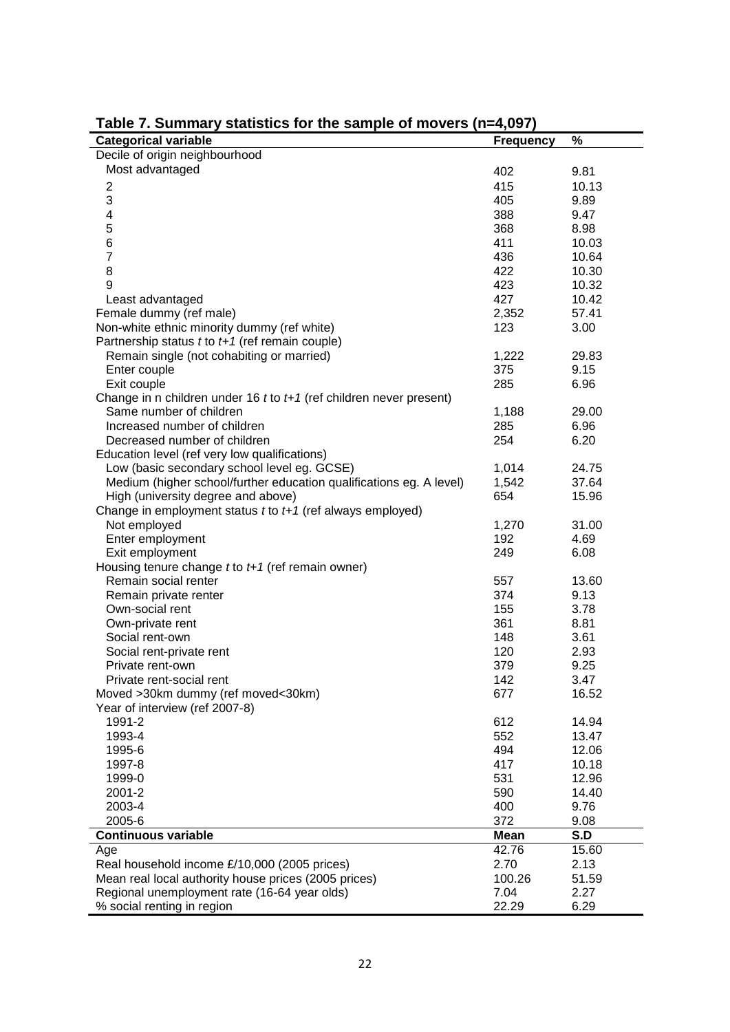**Table 7. Summary statistics for the sample of movers (n=4,097)**

| Categorical variable | Frequency | % |
|---|---|---|
| Decile of origin neighbourhood | | |
| Most advantaged | 402 | 9.81 |
| 2 | 415 | 10.13 |
| 3 | 405 | 9.89 |
| 4 | 388 | 9.47 |
| 5 | 368 | 8.98 |
| 6 | 411 | 10.03 |
| 7 | 436 | 10.64 |
| 8 | 422 | 10.30 |
| 9 | 423 | 10.32 |
| Least advantaged | 427 | 10.42 |
| Female dummy (ref male) | 2,352 | 57.41 |
| Non-white ethnic minority dummy (ref white) | 123 | 3.00 |
| Partnership status *t* to *t+1* (ref remain couple) | | |
| Remain single (not cohabiting or married) | 1,222 | 29.83 |
| Enter couple | 375 | 9.15 |
| Exit couple | 285 | 6.96 |
| Change in n children under 16 *t* to *t+1* (ref children never present) | | |
| Same number of children | 1,188 | 29.00 |
| Increased number of children | 285 | 6.96 |
| Decreased number of children | 254 | 6.20 |
| Education level (ref very low qualifications) | | |
| Low (basic secondary school level eg. GCSE) | 1,014 | 24.75 |
| Medium (higher school/further education qualifications eg. A level) | 1,542 | 37.64 |
| High (university degree and above) | 654 | 15.96 |
| Change in employment status *t* to *t+1* (ref always employed) | | |
| Not employed | 1,270 | 31.00 |
| Enter employment | 192 | 4.69 |
| Exit employment | 249 | 6.08 |
| Housing tenure change *t* to *t+1* (ref remain owner) | | |
| Remain social renter | 557 | 13.60 |
| Remain private renter | 374 | 9.13 |
| Own-social rent | 155 | 3.78 |
| Own-private rent | 361 | 8.81 |
| Social rent-own | 148 | 3.61 |
| Social rent-private rent | 120 | 2.93 |
| Private rent-own | 379 | 9.25 |
| Private rent-social rent | 142 | 3.47 |
| Moved >30km dummy (ref moved<30km) | 677 | 16.52 |
| Year of interview (ref 2007-8) | | |
| 1991-2 | 612 | 14.94 |
| 1993-4 | 552 | 13.47 |
| 1995-6 | 494 | 12.06 |
| 1997-8 | 417 | 10.18 |
| 1999-0 | 531 | 12.96 |
| 2001-2 | 590 | 14.40 |
| 2003-4 | 400 | 9.76 |
| 2005-6 | 372 | 9.08 |
| **Continuous variable** | **Mean** | **S.D** |
| Age | 42.76 | 15.60 |
| Real household income £/10,000 (2005 prices) | 2.70 | 2.13 |
| Mean real local authority house prices (2005 prices) | 100.26 | 51.59 |
| Regional unemployment rate (16-64 year olds) | 7.04 | 2.27 |
| % social renting in region | 22.29 | 6.29 |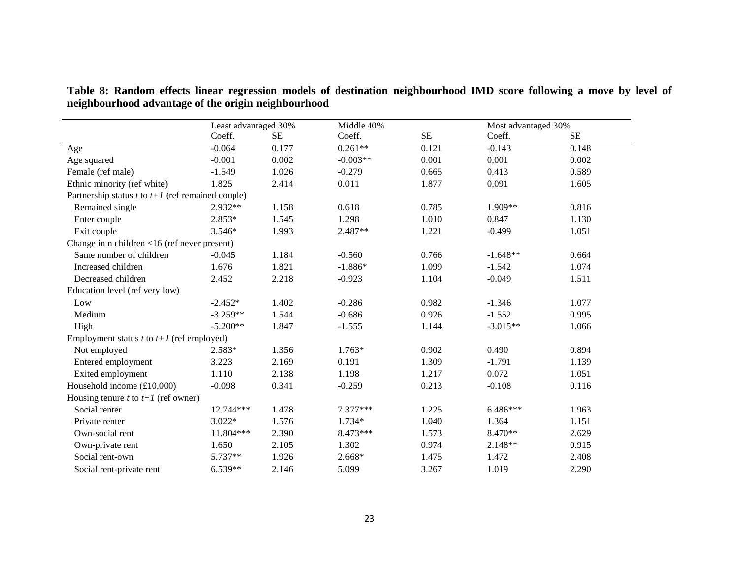**Table 8: Random effects linear regression models of destination neighbourhood IMD score following a move by level of neighbourhood advantage of the origin neighbourhood**

| | Least advantaged 30% | | Middle 40% | | Most advantaged 30% | |
|---|---|---|---|---|---|---|
| | Coeff. | SE | Coeff. | SE | Coeff. | SE |
| Age | -0.064 | 0.177 | 0.261** | 0.121 | -0.143 | 0.148 |
| Age squared | -0.001 | 0.002 | -0.003** | 0.001 | 0.001 | 0.002 |
| Female (ref male) | -1.549 | 1.026 | -0.279 | 0.665 | 0.413 | 0.589 |
| Ethnic minority (ref white) | 1.825 | 2.414 | 0.011 | 1.877 | 0.091 | 1.605 |
| Partnership status *t* to *t+1* (ref remained couple) | | | | | | |
| Remained single | 2.932** | 1.158 | 0.618 | 0.785 | 1.909** | 0.816 |
| Enter couple | 2.853* | 1.545 | 1.298 | 1.010 | 0.847 | 1.130 |
| Exit couple | 3.546* | 1.993 | 2.487** | 1.221 | -0.499 | 1.051 |
| Change in n children <16 (ref never present) | | | | | | |
| Same number of children | -0.045 | 1.184 | -0.560 | 0.766 | -1.648** | 0.664 |
| Increased children | 1.676 | 1.821 | -1.886* | 1.099 | -1.542 | 1.074 |
| Decreased children | 2.452 | 2.218 | -0.923 | 1.104 | -0.049 | 1.511 |
| Education level (ref very low) | | | | | | |
| Low | -2.452* | 1.402 | -0.286 | 0.982 | -1.346 | 1.077 |
| Medium | -3.259** | 1.544 | -0.686 | 0.926 | -1.552 | 0.995 |
| High | -5.200** | 1.847 | -1.555 | 1.144 | -3.015** | 1.066 |
| Employment status *t* to *t+1* (ref employed) | | | | | | |
| Not employed | 2.583* | 1.356 | 1.763* | 0.902 | 0.490 | 0.894 |
| Entered employment | 3.223 | 2.169 | 0.191 | 1.309 | -1.791 | 1.139 |
| Exited employment | 1.110 | 2.138 | 1.198 | 1.217 | 0.072 | 1.051 |
| Household income (£10,000) | -0.098 | 0.341 | -0.259 | 0.213 | -0.108 | 0.116 |
| Housing tenure *t* to *t+1* (ref owner) | | | | | | |
| Social renter | 12.744*** | 1.478 | 7.377*** | 1.225 | 6.486*** | 1.963 |
| Private renter | 3.022* | 1.576 | 1.734* | 1.040 | 1.364 | 1.151 |
| Own-social rent | 11.804*** | 2.390 | 8.473*** | 1.573 | 8.470** | 2.629 |
| Own-private rent | 1.650 | 2.105 | 1.302 | 0.974 | 2.148** | 0.915 |
| Social rent-own | 5.737** | 1.926 | 2.668* | 1.475 | 1.472 | 2.408 |
| Social rent-private rent | 6.539** | 2.146 | 5.099 | 3.267 | 1.019 | 2.290 |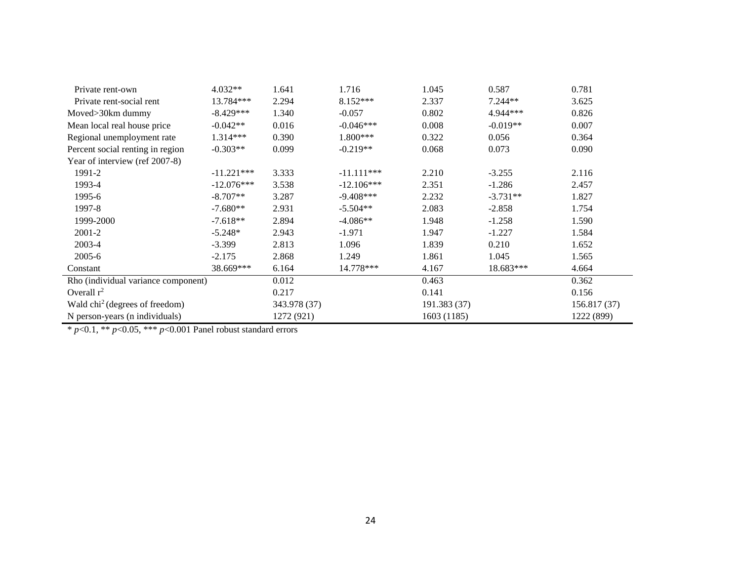| | | | | | | |
|---|---|---|---|---|---|---|
| Private rent-own | 4.032** | 1.641 | 1.716 | 1.045 | 0.587 | 0.781 |
| Private rent-social rent | 13.784*** | 2.294 | 8.152*** | 2.337 | 7.244** | 3.625 |
| Moved>30km dummy | -8.429*** | 1.340 | -0.057 | 0.802 | 4.944*** | 0.826 |
| Mean local real house price | -0.042** | 0.016 | -0.046*** | 0.008 | -0.019** | 0.007 |
| Regional unemployment rate | 1.314*** | 0.390 | 1.800*** | 0.322 | 0.056 | 0.364 |
| Percent social renting in region | -0.303** | 0.099 | -0.219** | 0.068 | 0.073 | 0.090 |
| Year of interview (ref 2007-8) | | | | | | |
| 1991-2 | -11.221*** | 3.333 | -11.111*** | 2.210 | -3.255 | 2.116 |
| 1993-4 | -12.076*** | 3.538 | -12.106*** | 2.351 | -1.286 | 2.457 |
| 1995-6 | -8.707** | 3.287 | -9.408*** | 2.232 | -3.731** | 1.827 |
| 1997-8 | -7.680** | 2.931 | -5.504** | 2.083 | -2.858 | 1.754 |
| 1999-2000 | -7.618** | 2.894 | -4.086** | 1.948 | -1.258 | 1.590 |
| 2001-2 | -5.248* | 2.943 | -1.971 | 1.947 | -1.227 | 1.584 |
| 2003-4 | -3.399 | 2.813 | 1.096 | 1.839 | 0.210 | 1.652 |
| 2005-6 | -2.175 | 2.868 | 1.249 | 1.861 | 1.045 | 1.565 |
| Constant | 38.669*** | 6.164 | 14.778*** | 4.167 | 18.683*** | 4.664 |
| Rho (individual variance component) | | 0.012 | | 0.463 | | 0.362 |
| Overall $r^2$ | | 0.217 | | 0.141 | | 0.156 |
| Wald $chi^2$ (degrees of freedom) | | 343.978 (37) | | 191.383 (37) | | 156.817 (37) |
| N person-years (n individuals) | | 1272 (921) | | 1603 (1185) | | 1222 (899) |

* $p<0.1$, ** $p<0.05$, *** $p<0.001$ Panel robust standard errors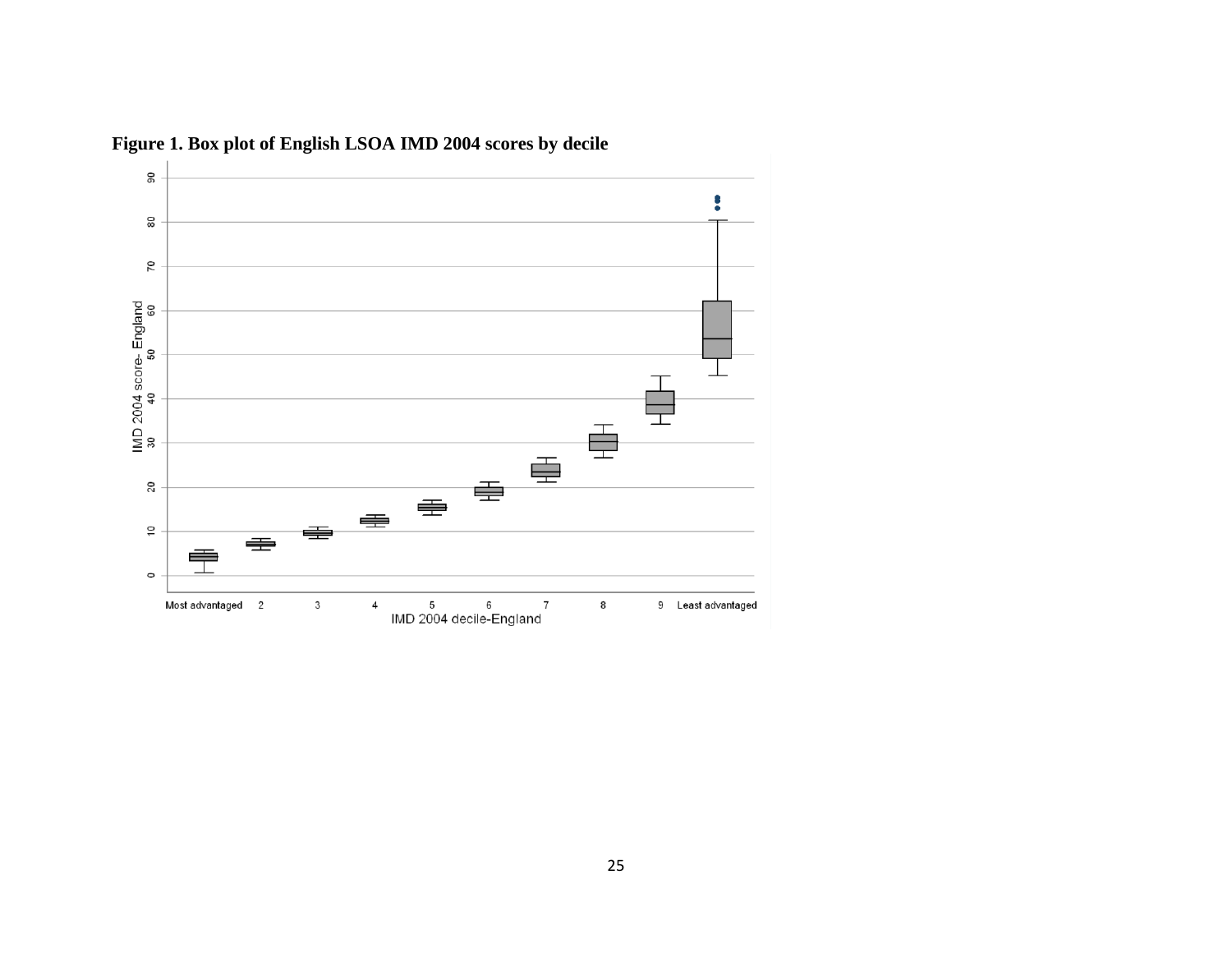**Figure 1. Box plot of English LSOA IMD 2004 scores by decile**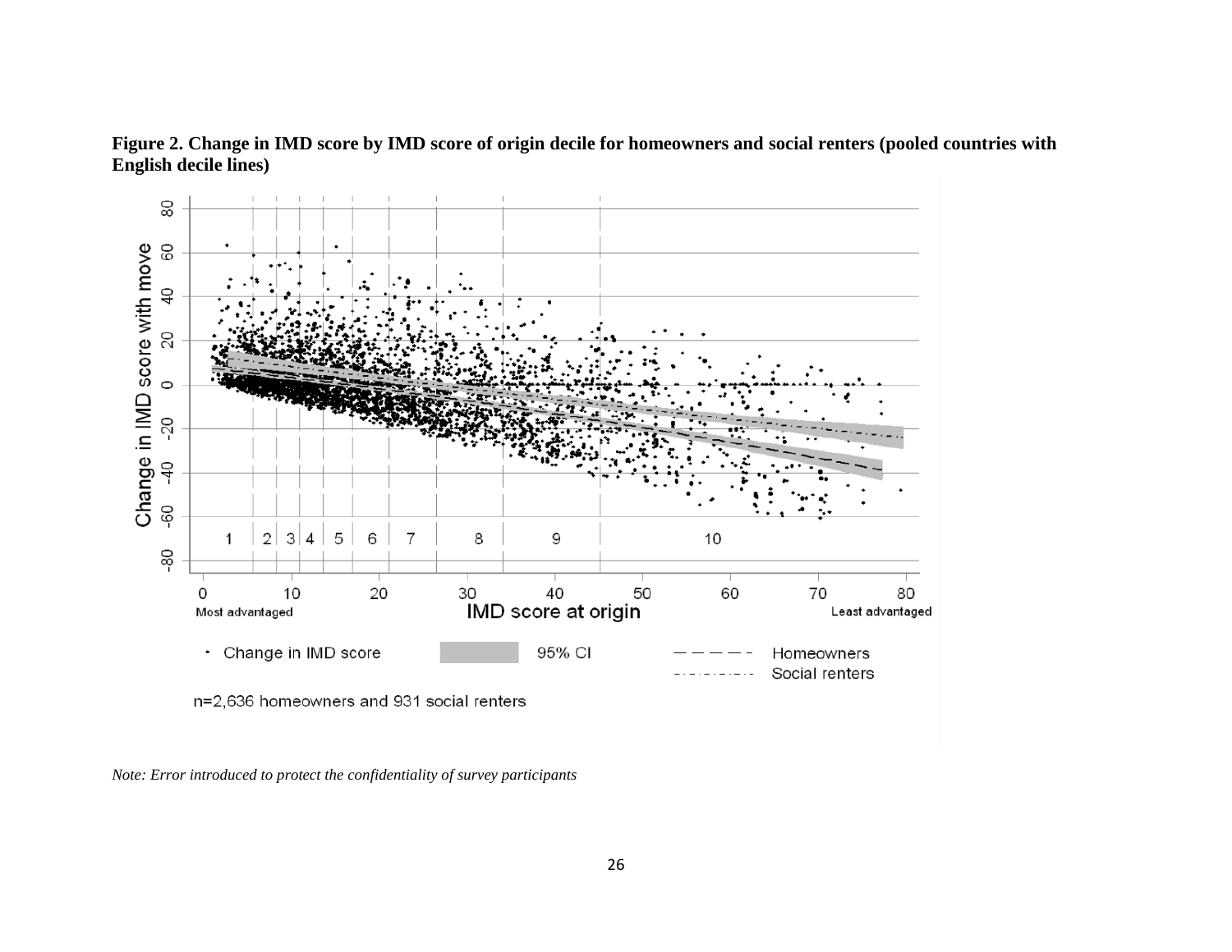**Figure 2. Change in IMD score by IMD score of origin decile for homeowners and social renters (pooled countries with English decile lines)**

*Note: Error introduced to protect the confidentiality of survey participants*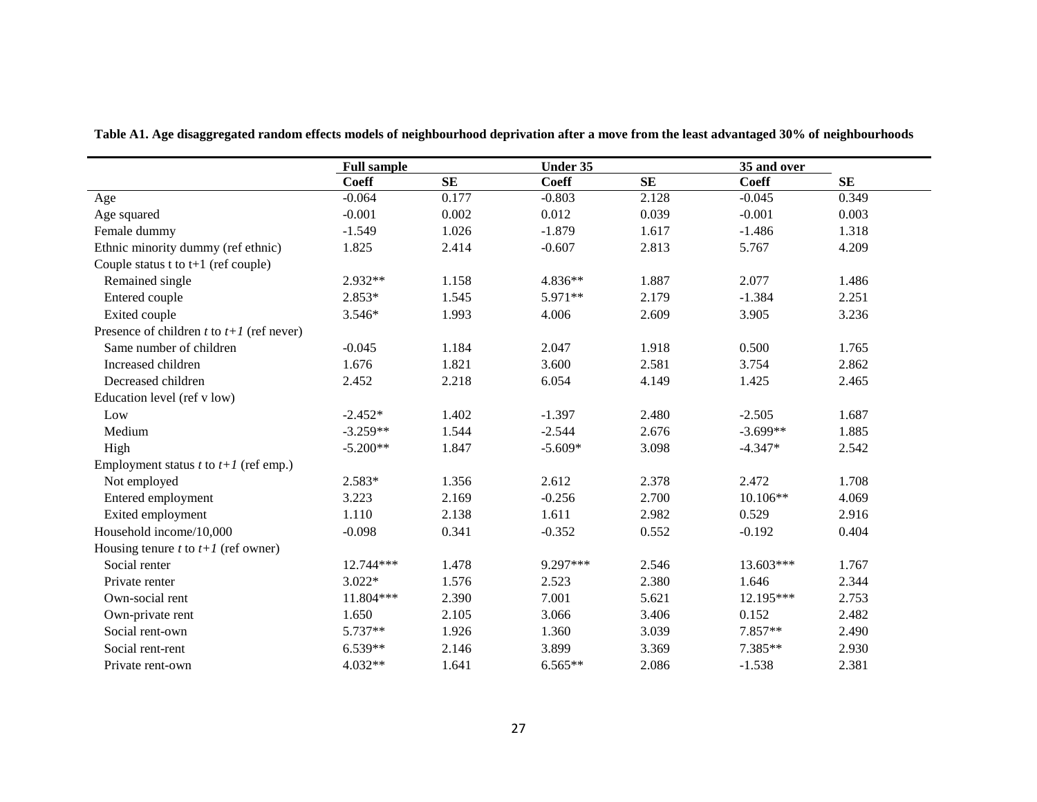**Table A1. Age disaggregated random effects models of neighbourhood deprivation after a move from the least advantaged 30% of neighbourhoods**

| | Full sample | | Under 35 | | 35 and over | |
|---|---|---|---|---|---|---|
| | Coeff | SE | Coeff | SE | Coeff | SE |
| Age | -0.064 | 0.177 | -0.803 | 2.128 | -0.045 | 0.349 |
| Age squared | -0.001 | 0.002 | 0.012 | 0.039 | -0.001 | 0.003 |
| Female dummy | -1.549 | 1.026 | -1.879 | 1.617 | -1.486 | 1.318 |
| Ethnic minority dummy (ref ethnic) | 1.825 | 2.414 | -0.607 | 2.813 | 5.767 | 4.209 |
| Couple status t to t+1 (ref couple) | | | | | | |
| Remained single | 2.932** | 1.158 | 4.836** | 1.887 | 2.077 | 1.486 |
| Entered couple | 2.853* | 1.545 | 5.971** | 2.179 | -1.384 | 2.251 |
| Exited couple | 3.546* | 1.993 | 4.006 | 2.609 | 3.905 | 3.236 |
| Presence of children *t* to *t+1* (ref never) | | | | | | |
| Same number of children | -0.045 | 1.184 | 2.047 | 1.918 | 0.500 | 1.765 |
| Increased children | 1.676 | 1.821 | 3.600 | 2.581 | 3.754 | 2.862 |
| Decreased children | 2.452 | 2.218 | 6.054 | 4.149 | 1.425 | 2.465 |
| Education level (ref v low) | | | | | | |
| Low | -2.452* | 1.402 | -1.397 | 2.480 | -2.505 | 1.687 |
| Medium | -3.259** | 1.544 | -2.544 | 2.676 | -3.699** | 1.885 |
| High | -5.200** | 1.847 | -5.609* | 3.098 | -4.347* | 2.542 |
| Employment status *t* to *t+1* (ref emp.) | | | | | | |
| Not employed | 2.583* | 1.356 | 2.612 | 2.378 | 2.472 | 1.708 |
| Entered employment | 3.223 | 2.169 | -0.256 | 2.700 | 10.106** | 4.069 |
| Exited employment | 1.110 | 2.138 | 1.611 | 2.982 | 0.529 | 2.916 |
| Household income/10,000 | -0.098 | 0.341 | -0.352 | 0.552 | -0.192 | 0.404 |
| Housing tenure *t* to *t+1* (ref owner) | | | | | | |
| Social renter | 12.744*** | 1.478 | 9.297*** | 2.546 | 13.603*** | 1.767 |
| Private renter | 3.022* | 1.576 | 2.523 | 2.380 | 1.646 | 2.344 |
| Own-social rent | 11.804*** | 2.390 | 7.001 | 5.621 | 12.195*** | 2.753 |
| Own-private rent | 1.650 | 2.105 | 3.066 | 3.406 | 0.152 | 2.482 |
| Social rent-own | 5.737** | 1.926 | 1.360 | 3.039 | 7.857** | 2.490 |
| Social rent-rent | 6.539** | 2.146 | 3.899 | 3.369 | 7.385** | 2.930 |
| Private rent-own | 4.032** | 1.641 | 6.565** | 2.086 | -1.538 | 2.381 |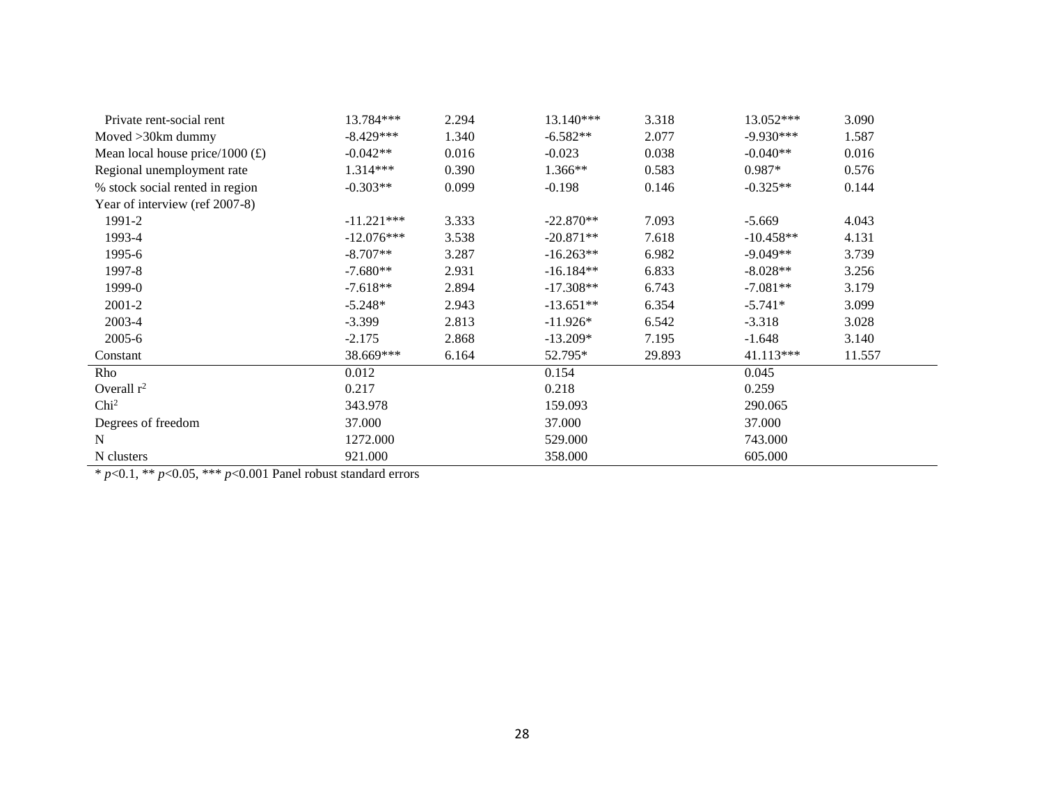| | | | | | | |
|---|---|---|---|---|---|---|
| Private rent-social rent | 13.784*** | 2.294 | 13.140*** | 3.318 | 13.052*** | 3.090 |
| Moved >30km dummy | -8.429*** | 1.340 | -6.582** | 2.077 | -9.930*** | 1.587 |
| Mean local house price/1000 (£) | -0.042** | 0.016 | -0.023 | 0.038 | -0.040** | 0.016 |
| Regional unemployment rate | 1.314*** | 0.390 | 1.366** | 0.583 | 0.987* | 0.576 |
| % stock social rented in region | -0.303** | 0.099 | -0.198 | 0.146 | -0.325** | 0.144 |
| Year of interview (ref 2007-8) | | | | | | |
| 1991-2 | -11.221*** | 3.333 | -22.870** | 7.093 | -5.669 | 4.043 |
| 1993-4 | -12.076*** | 3.538 | -20.871** | 7.618 | -10.458** | 4.131 |
| 1995-6 | -8.707** | 3.287 | -16.263** | 6.982 | -9.049** | 3.739 |
| 1997-8 | -7.680** | 2.931 | -16.184** | 6.833 | -8.028** | 3.256 |
| 1999-0 | -7.618** | 2.894 | -17.308** | 6.743 | -7.081** | 3.179 |
| 2001-2 | -5.248* | 2.943 | -13.651** | 6.354 | -5.741* | 3.099 |
| 2003-4 | -3.399 | 2.813 | -11.926* | 6.542 | -3.318 | 3.028 |
| 2005-6 | -2.175 | 2.868 | -13.209* | 7.195 | -1.648 | 3.140 |
| Constant | 38.669*** | 6.164 | 52.795* | 29.893 | 41.113*** | 11.557 |
| Rho | 0.012 | | 0.154 | | 0.045 | |
| Overall $r^2$ | 0.217 | | 0.218 | | 0.259 | |
| $Chi^2$ | 343.978 | | 159.093 | | 290.065 | |
| Degrees of freedom | 37.000 | | 37.000 | | 37.000 | |
| N | 1272.000 | | 529.000 | | 743.000 | |
| N clusters | 921.000 | | 358.000 | | 605.000 | |

* $p<0.1$, ** $p<0.05$, *** $p<0.001$ Panel robust standard errors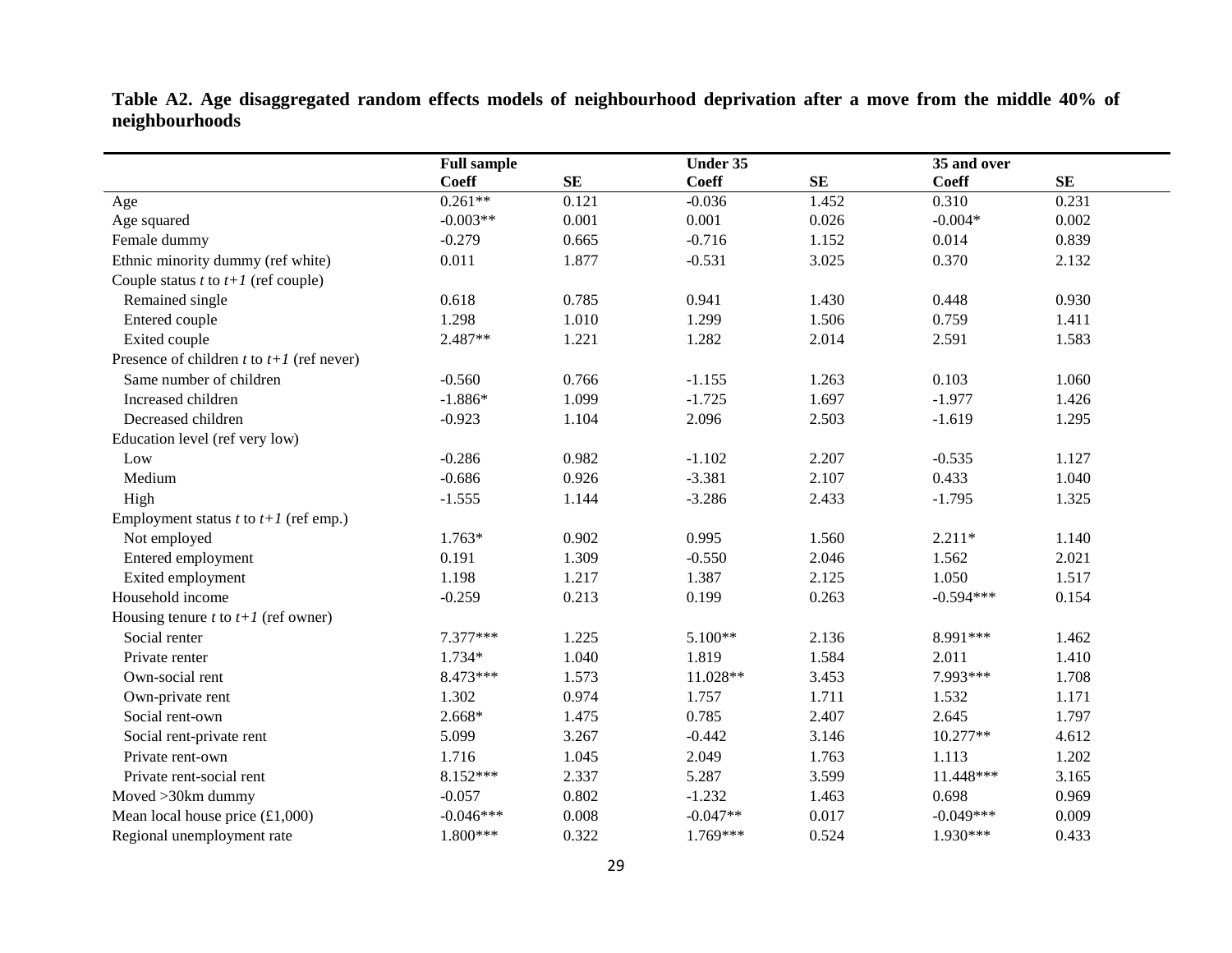**Table A2. Age disaggregated random effects models of neighbourhood deprivation after a move from the middle 40% of neighbourhoods**

| | **Full sample** | | **Under 35** | | **35 and over** | |
|---|---|---|---|---|---|---|
| | **Coeff** | **SE** | **Coeff** | **SE** | **Coeff** | **SE** |
| Age | 0.261** | 0.121 | -0.036 | 1.452 | 0.310 | 0.231 |
| Age squared | -0.003** | 0.001 | 0.001 | 0.026 | -0.004* | 0.002 |
| Female dummy | -0.279 | 0.665 | -0.716 | 1.152 | 0.014 | 0.839 |
| Ethnic minority dummy (ref white) | 0.011 | 1.877 | -0.531 | 3.025 | 0.370 | 2.132 |
| Couple status *t* to *t+1* (ref couple) | | | | | | |
| Remained single | 0.618 | 0.785 | 0.941 | 1.430 | 0.448 | 0.930 |
| Entered couple | 1.298 | 1.010 | 1.299 | 1.506 | 0.759 | 1.411 |
| Exited couple | 2.487** | 1.221 | 1.282 | 2.014 | 2.591 | 1.583 |
| Presence of children *t* to *t+1* (ref never) | | | | | | |
| Same number of children | -0.560 | 0.766 | -1.155 | 1.263 | 0.103 | 1.060 |
| Increased children | -1.886* | 1.099 | -1.725 | 1.697 | -1.977 | 1.426 |
| Decreased children | -0.923 | 1.104 | 2.096 | 2.503 | -1.619 | 1.295 |
| Education level (ref very low) | | | | | | |
| Low | -0.286 | 0.982 | -1.102 | 2.207 | -0.535 | 1.127 |
| Medium | -0.686 | 0.926 | -3.381 | 2.107 | 0.433 | 1.040 |
| High | -1.555 | 1.144 | -3.286 | 2.433 | -1.795 | 1.325 |
| Employment status *t* to *t+1* (ref emp.) | | | | | | |
| Not employed | 1.763* | 0.902 | 0.995 | 1.560 | 2.211* | 1.140 |
| Entered employment | 0.191 | 1.309 | -0.550 | 2.046 | 1.562 | 2.021 |
| Exited employment | 1.198 | 1.217 | 1.387 | 2.125 | 1.050 | 1.517 |
| Household income | -0.259 | 0.213 | 0.199 | 0.263 | -0.594*** | 0.154 |
| Housing tenure *t* to *t+1* (ref owner) | | | | | | |
| Social renter | 7.377*** | 1.225 | 5.100** | 2.136 | 8.991*** | 1.462 |
| Private renter | 1.734* | 1.040 | 1.819 | 1.584 | 2.011 | 1.410 |
| Own-social rent | 8.473*** | 1.573 | 11.028** | 3.453 | 7.993*** | 1.708 |
| Own-private rent | 1.302 | 0.974 | 1.757 | 1.711 | 1.532 | 1.171 |
| Social rent-own | 2.668* | 1.475 | 0.785 | 2.407 | 2.645 | 1.797 |
| Social rent-private rent | 5.099 | 3.267 | -0.442 | 3.146 | 10.277** | 4.612 |
| Private rent-own | 1.716 | 1.045 | 2.049 | 1.763 | 1.113 | 1.202 |
| Private rent-social rent | 8.152*** | 2.337 | 5.287 | 3.599 | 11.448*** | 3.165 |
| Moved >30km dummy | -0.057 | 0.802 | -1.232 | 1.463 | 0.698 | 0.969 |
| Mean local house price (£1,000) | -0.046*** | 0.008 | -0.047** | 0.017 | -0.049*** | 0.009 |
| Regional unemployment rate | 1.800*** | 0.322 | 1.769*** | 0.524 | 1.930*** | 0.433 |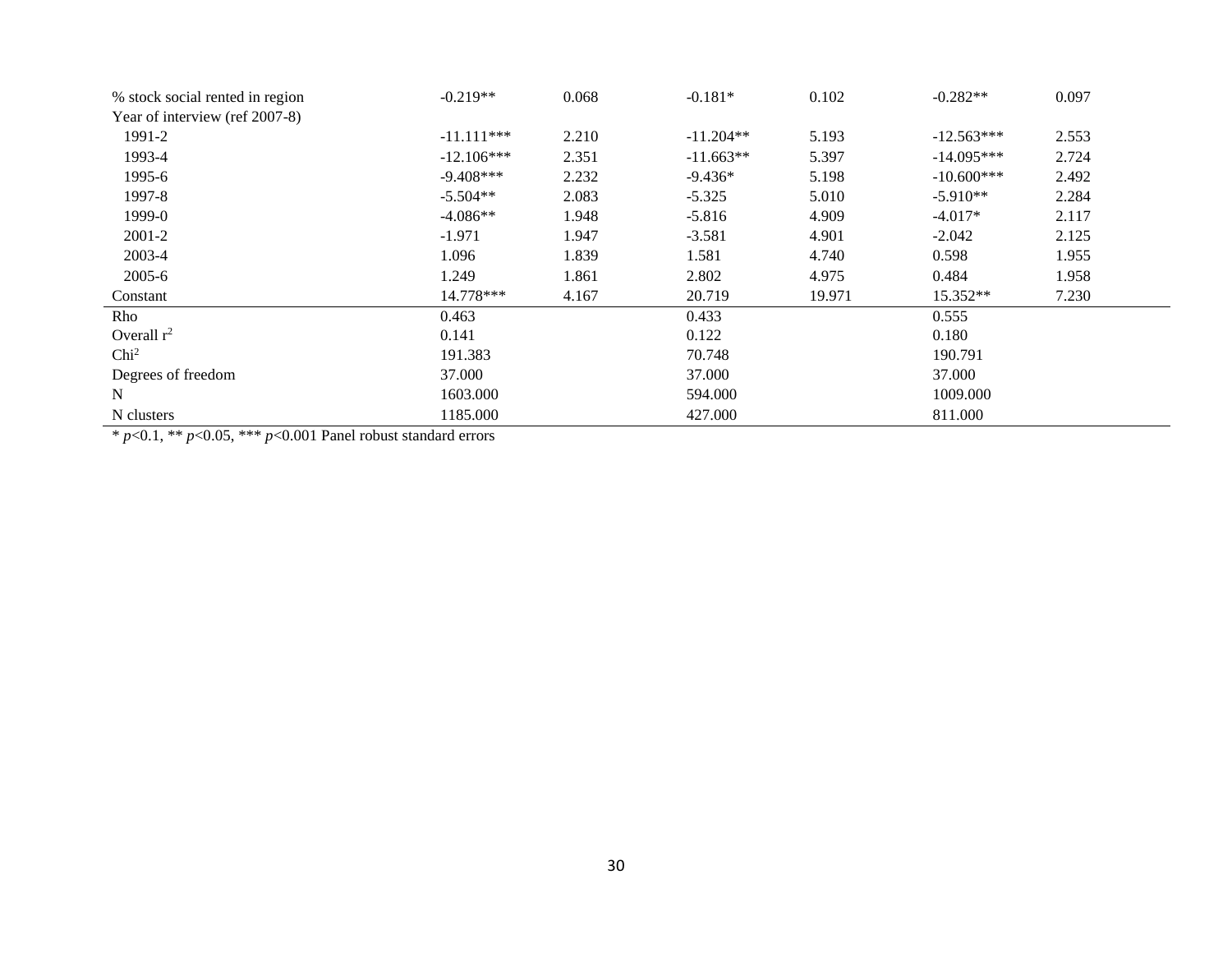| | | | | | | |
|---|---|---|---|---|---|---|
| % stock social rented in region | -0.219** | 0.068 | -0.181* | 0.102 | -0.282** | 0.097 |
| Year of interview (ref 2007-8) | | | | | | |
| 1991-2 | -11.111*** | 2.210 | -11.204** | 5.193 | -12.563*** | 2.553 |
| 1993-4 | -12.106*** | 2.351 | -11.663** | 5.397 | -14.095*** | 2.724 |
| 1995-6 | -9.408*** | 2.232 | -9.436* | 5.198 | -10.600*** | 2.492 |
| 1997-8 | -5.504** | 2.083 | -5.325 | 5.010 | -5.910** | 2.284 |
| 1999-0 | -4.086** | 1.948 | -5.816 | 4.909 | -4.017* | 2.117 |
| 2001-2 | -1.971 | 1.947 | -3.581 | 4.901 | -2.042 | 2.125 |
| 2003-4 | 1.096 | 1.839 | 1.581 | 4.740 | 0.598 | 1.955 |
| 2005-6 | 1.249 | 1.861 | 2.802 | 4.975 | 0.484 | 1.958 |
| Constant | 14.778*** | 4.167 | 20.719 | 19.971 | 15.352** | 7.230 |
| Rho | 0.463 | | 0.433 | | 0.555 | |
| Overall $r^2$ | 0.141 | | 0.122 | | 0.180 | |
| $Chi^2$ | 191.383 | | 70.748 | | 190.791 | |
| Degrees of freedom | 37.000 | | 37.000 | | 37.000 | |
| N | 1603.000 | | 594.000 | | 1009.000 | |
| N clusters | 1185.000 | | 427.000 | | 811.000 | |

* $p<0.1$, ** $p<0.05$, *** $p<0.001$ Panel robust standard errors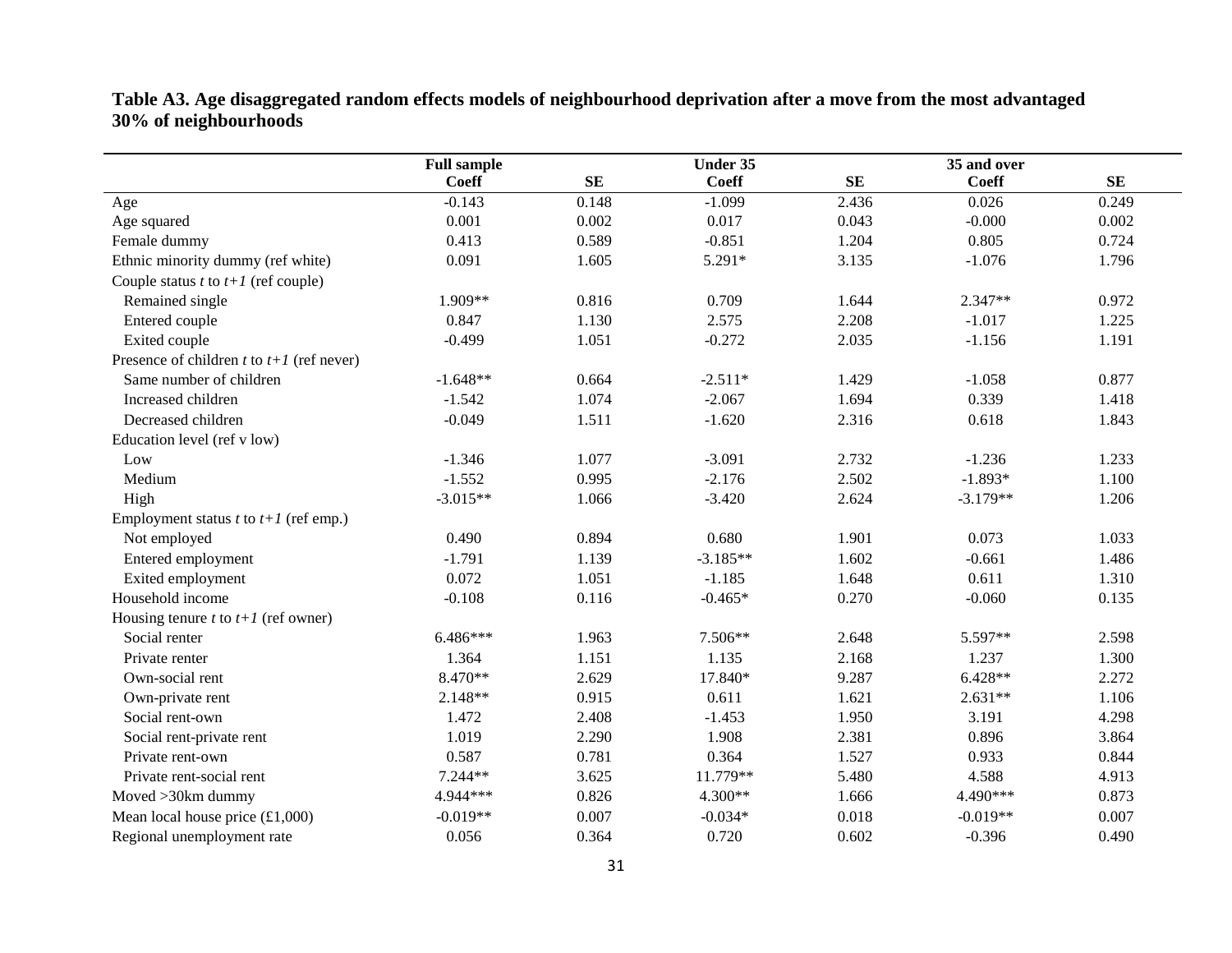**Table A3. Age disaggregated random effects models of neighbourhood deprivation after a move from the most advantaged 30% of neighbourhoods**

| | Full sample | | Under 35 | | 35 and over | |
|---|---|---|---|---|---|---|
| | Coeff | SE | Coeff | SE | Coeff | SE |
| Age | -0.143 | 0.148 | -1.099 | 2.436 | 0.026 | 0.249 |
| Age squared | 0.001 | 0.002 | 0.017 | 0.043 | -0.000 | 0.002 |
| Female dummy | 0.413 | 0.589 | -0.851 | 1.204 | 0.805 | 0.724 |
| Ethnic minority dummy (ref white) | 0.091 | 1.605 | 5.291* | 3.135 | -1.076 | 1.796 |
| Couple status *t* to *t+1* (ref couple) | | | | | | |
| Remained single | 1.909** | 0.816 | 0.709 | 1.644 | 2.347** | 0.972 |
| Entered couple | 0.847 | 1.130 | 2.575 | 2.208 | -1.017 | 1.225 |
| Exited couple | -0.499 | 1.051 | -0.272 | 2.035 | -1.156 | 1.191 |
| Presence of children *t* to *t+1* (ref never) | | | | | | |
| Same number of children | -1.648** | 0.664 | -2.511* | 1.429 | -1.058 | 0.877 |
| Increased children | -1.542 | 1.074 | -2.067 | 1.694 | 0.339 | 1.418 |
| Decreased children | -0.049 | 1.511 | -1.620 | 2.316 | 0.618 | 1.843 |
| Education level (ref v low) | | | | | | |
| Low | -1.346 | 1.077 | -3.091 | 2.732 | -1.236 | 1.233 |
| Medium | -1.552 | 0.995 | -2.176 | 2.502 | -1.893* | 1.100 |
| High | -3.015** | 1.066 | -3.420 | 2.624 | -3.179** | 1.206 |
| Employment status *t* to *t+1* (ref emp.) | | | | | | |
| Not employed | 0.490 | 0.894 | 0.680 | 1.901 | 0.073 | 1.033 |
| Entered employment | -1.791 | 1.139 | -3.185** | 1.602 | -0.661 | 1.486 |
| Exited employment | 0.072 | 1.051 | -1.185 | 1.648 | 0.611 | 1.310 |
| Household income | -0.108 | 0.116 | -0.465* | 0.270 | -0.060 | 0.135 |
| Housing tenure *t* to *t+1* (ref owner) | | | | | | |
| Social renter | 6.486*** | 1.963 | 7.506** | 2.648 | 5.597** | 2.598 |
| Private renter | 1.364 | 1.151 | 1.135 | 2.168 | 1.237 | 1.300 |
| Own-social rent | 8.470** | 2.629 | 17.840* | 9.287 | 6.428** | 2.272 |
| Own-private rent | 2.148** | 0.915 | 0.611 | 1.621 | 2.631** | 1.106 |
| Social rent-own | 1.472 | 2.408 | -1.453 | 1.950 | 3.191 | 4.298 |
| Social rent-private rent | 1.019 | 2.290 | 1.908 | 2.381 | 0.896 | 3.864 |
| Private rent-own | 0.587 | 0.781 | 0.364 | 1.527 | 0.933 | 0.844 |
| Private rent-social rent | 7.244** | 3.625 | 11.779** | 5.480 | 4.588 | 4.913 |
| Moved >30km dummy | 4.944*** | 0.826 | 4.300** | 1.666 | 4.490*** | 0.873 |
| Mean local house price (£1,000) | -0.019** | 0.007 | -0.034* | 0.018 | -0.019** | 0.007 |
| Regional unemployment rate | 0.056 | 0.364 | 0.720 | 0.602 | -0.396 | 0.490 |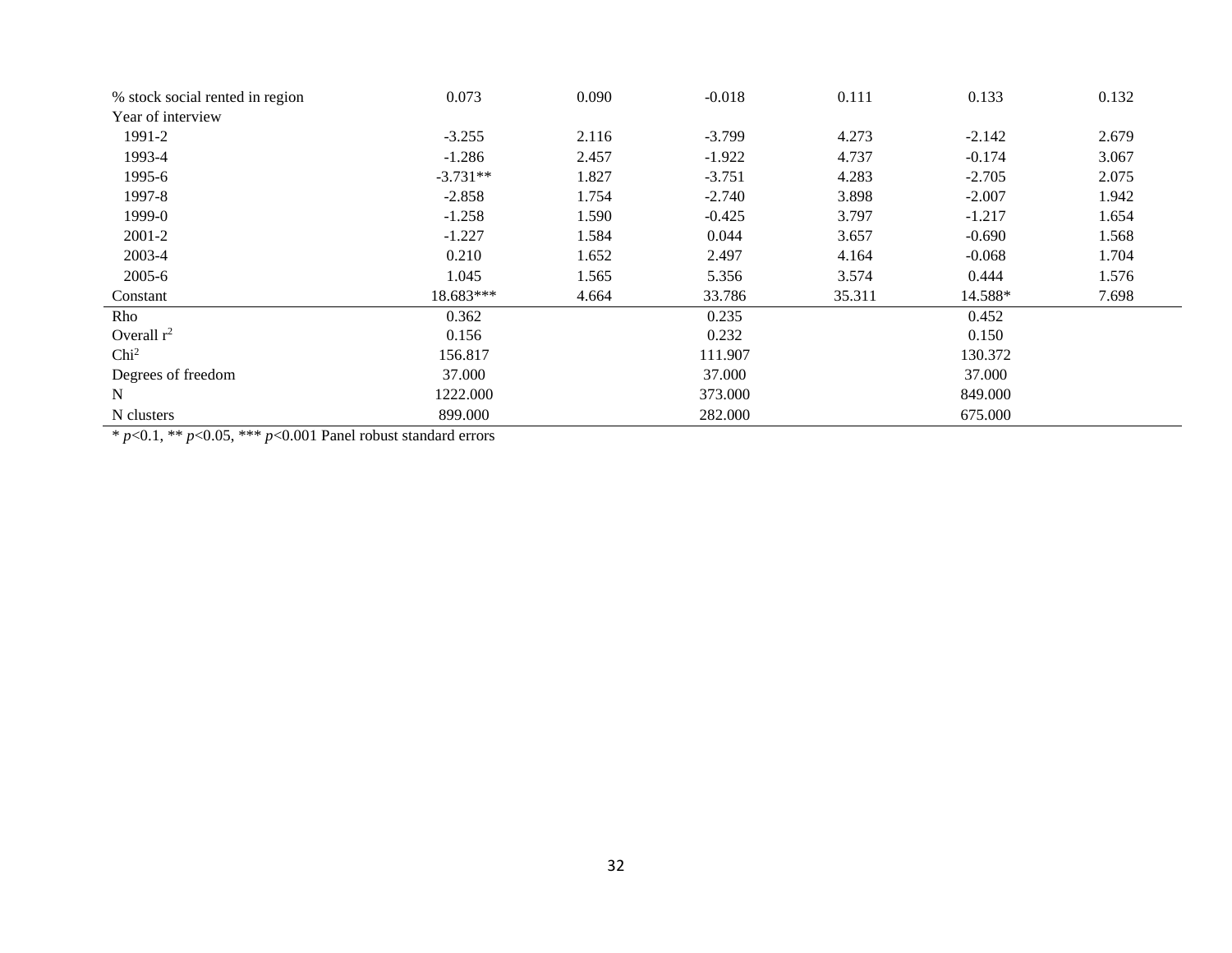| | | | | | | |
|---|---|---|---|---|---|---|
| % stock social rented in region | 0.073 | 0.090 | -0.018 | 0.111 | 0.133 | 0.132 |
| Year of interview | | | | | | |
| 1991-2 | -3.255 | 2.116 | -3.799 | 4.273 | -2.142 | 2.679 |
| 1993-4 | -1.286 | 2.457 | -1.922 | 4.737 | -0.174 | 3.067 |
| 1995-6 | -3.731** | 1.827 | -3.751 | 4.283 | -2.705 | 2.075 |
| 1997-8 | -2.858 | 1.754 | -2.740 | 3.898 | -2.007 | 1.942 |
| 1999-0 | -1.258 | 1.590 | -0.425 | 3.797 | -1.217 | 1.654 |
| 2001-2 | -1.227 | 1.584 | 0.044 | 3.657 | -0.690 | 1.568 |
| 2003-4 | 0.210 | 1.652 | 2.497 | 4.164 | -0.068 | 1.704 |
| 2005-6 | 1.045 | 1.565 | 5.356 | 3.574 | 0.444 | 1.576 |
| Constant | 18.683*** | 4.664 | 33.786 | 35.311 | 14.588* | 7.698 |
| Rho | 0.362 | | 0.235 | | 0.452 | |
| Overall $r^2$ | 0.156 | | 0.232 | | 0.150 | |
| $Chi^2$ | 156.817 | | 111.907 | | 130.372 | |
| Degrees of freedom | 37.000 | | 37.000 | | 37.000 | |
| N | 1222.000 | | 373.000 | | 849.000 | |
| N clusters | 899.000 | | 282.000 | | 675.000 | |

* $p$<0.1, ** $p$<0.05, *** $p$<0.001 Panel robust standard errors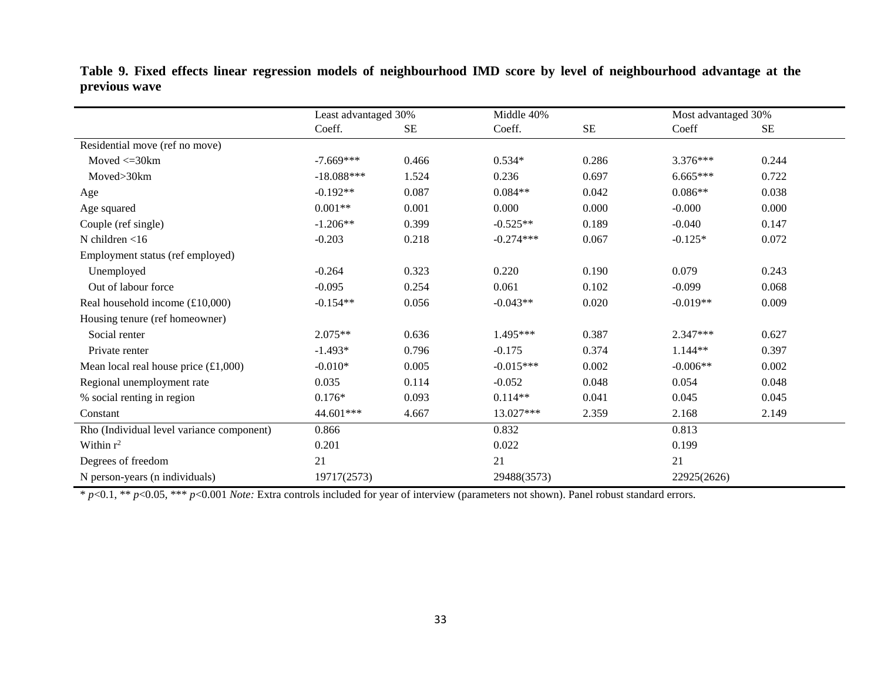**Table 9. Fixed effects linear regression models of neighbourhood IMD score by level of neighbourhood advantage at the previous wave**

| | Least advantaged 30% | | Middle 40% | | Most advantaged 30% | |
|---|---|---|---|---|---|---|
| | Coeff. | SE | Coeff. | SE | Coeff | SE |
| Residential move (ref no move) | | | | | | |
| Moved <=30km | -7.669*** | 0.466 | 0.534* | 0.286 | 3.376*** | 0.244 |
| Moved>30km | -18.088*** | 1.524 | 0.236 | 0.697 | 6.665*** | 0.722 |
| Age | -0.192** | 0.087 | 0.084** | 0.042 | 0.086** | 0.038 |
| Age squared | 0.001** | 0.001 | 0.000 | 0.000 | -0.000 | 0.000 |
| Couple (ref single) | -1.206** | 0.399 | -0.525** | 0.189 | -0.040 | 0.147 |
| N children <16 | -0.203 | 0.218 | -0.274*** | 0.067 | -0.125* | 0.072 |
| Employment status (ref employed) | | | | | | |
| Unemployed | -0.264 | 0.323 | 0.220 | 0.190 | 0.079 | 0.243 |
| Out of labour force | -0.095 | 0.254 | 0.061 | 0.102 | -0.099 | 0.068 |
| Real household income (£10,000) | -0.154** | 0.056 | -0.043** | 0.020 | -0.019** | 0.009 |
| Housing tenure (ref homeowner) | | | | | | |
| Social renter | 2.075** | 0.636 | 1.495*** | 0.387 | 2.347*** | 0.627 |
| Private renter | -1.493* | 0.796 | -0.175 | 0.374 | 1.144** | 0.397 |
| Mean local real house price (£1,000) | -0.010* | 0.005 | -0.015*** | 0.002 | -0.006** | 0.002 |
| Regional unemployment rate | 0.035 | 0.114 | -0.052 | 0.048 | 0.054 | 0.048 |
| % social renting in region | 0.176* | 0.093 | 0.114** | 0.041 | 0.045 | 0.045 |
| Constant | 44.601*** | 4.667 | 13.027*** | 2.359 | 2.168 | 2.149 |
| Rho (Individual level variance component) | 0.866 | | 0.832 | | 0.813 | |
| Within $r^2$ | 0.201 | | 0.022 | | 0.199 | |
| Degrees of freedom | 21 | | 21 | | 21 | |
| N person-years (n individuals) | 19717(2573) | | 29488(3573) | | 22925(2626) | |

* $p<0.1$, ** $p<0.05$, *** $p<0.001$ *Note:* Extra controls included for year of interview (parameters not shown). Panel robust standard errors.